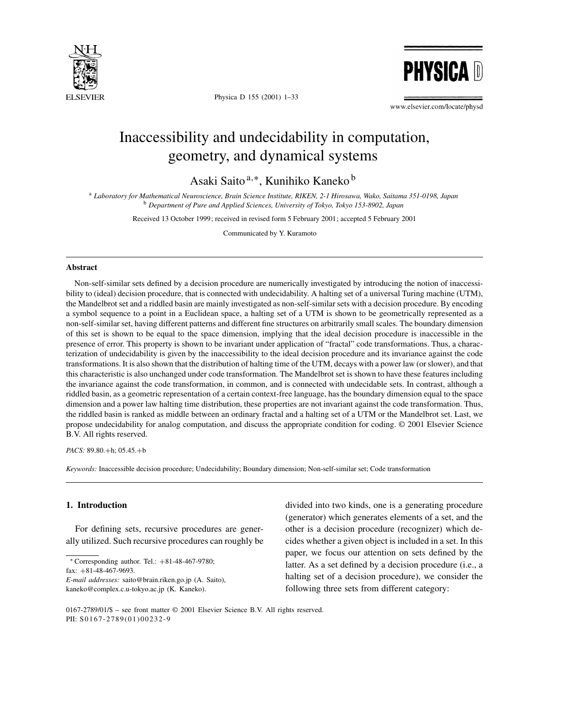# Inaccessibility and undecidability in computation, geometry, and dynamical systems

Asaki Saito [a,*], Kunihiko Kaneko [b]

[a] *Laboratory for Mathematical Neuroscience, Brain Science Institute, RIKEN, 2-1 Hirosawa, Wako, Saitama 351-0198, Japan*
[b] *Department of Pure and Applied Sciences, University of Tokyo, Tokyo 153-8902, Japan*

Received 13 October 1999; received in revised form 5 February 2001; accepted 5 February 2001

Communicated by Y. Kuramoto

## Abstract

Non-self-similar sets defined by a decision procedure are numerically investigated by introducing the notion of inaccessibility to (ideal) decision procedure, that is connected with undecidability. A halting set of a universal Turing machine (UTM), the Mandelbrot set and a riddled basin are mainly investigated as non-self-similar sets with a decision procedure. By encoding a symbol sequence to a point in a Euclidean space, a halting set of a UTM is shown to be geometrically represented as a non-self-similar set, having different patterns and different fine structures on arbitrarily small scales. The boundary dimension of this set is shown to be equal to the space dimension, implying that the ideal decision procedure is inaccessible in the presence of error. This property is shown to be invariant under application of "fractal" code transformations. Thus, a characterization of undecidability is given by the inaccessibility to the ideal decision procedure and its invariance against the code transformations. It is also shown that the distribution of halting time of the UTM, decays with a power law (or slower), and that this characteristic is also unchanged under code transformation. The Mandelbrot set is shown to have these features including the invariance against the code transformation, in common, and is connected with undecidable sets. In contrast, although a riddled basin, as a geometric representation of a certain context-free language, has the boundary dimension equal to the space dimension and a power law halting time distribution, these properties are not invariant against the code transformation. Thus, the riddled basin is ranked as middle between an ordinary fractal and a halting set of a UTM or the Mandelbrot set. Last, we propose undecidability for analog computation, and discuss the appropriate condition for coding. © 2001 Elsevier Science B.V. All rights reserved.

*PACS:* 89.80.+h; 05.45.+b

*Keywords:* Inaccessible decision procedure; Undecidability; Boundary dimension; Non-self-similar set; Code transformation

## 1. Introduction

For defining sets, recursive procedures are generally utilized. Such recursive procedures can roughly be divided into two kinds, one is a generating procedure (generator) which generates elements of a set, and the other is a decision procedure (recognizer) which decides whether a given object is included in a set. In this paper, we focus our attention on sets defined by the latter. As a set defined by a decision procedure (i.e., a halting set of a decision procedure), we consider the following three sets from different category:

---

* Corresponding author. Tel.: +81-48-467-9780; fax: +81-48-467-9693.
*E-mail addresses:* saito@brain.riken.go.jp (A. Saito), kaneko@complex.c.u-tokyo.ac.jp (K. Kaneko).

0167-2789/01/$ – see front matter © 2001 Elsevier Science B.V. All rights reserved.
PII: S0167-2789(01)00232-9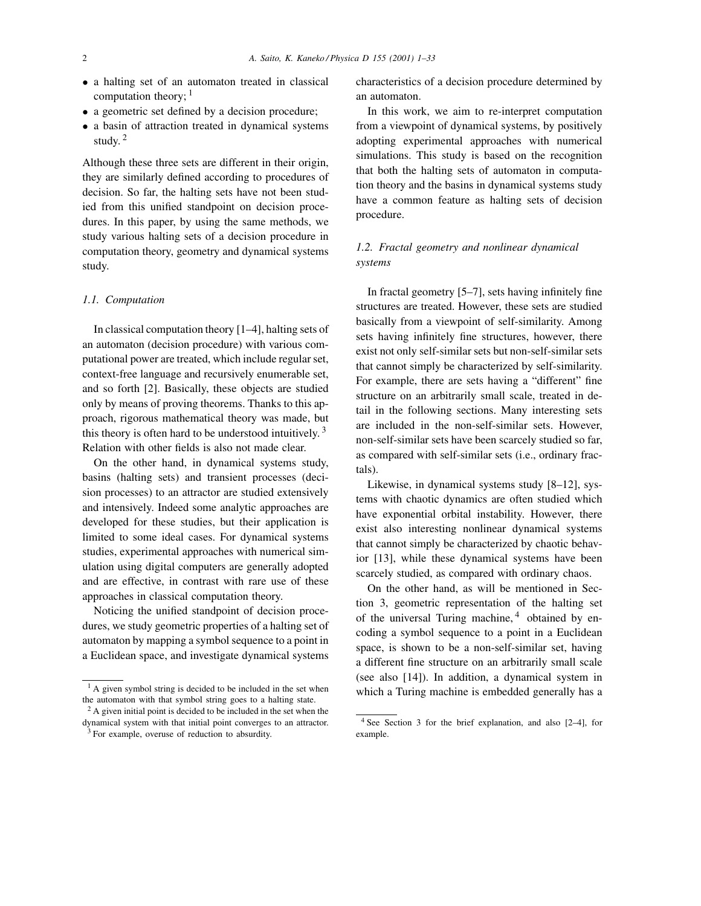- a halting set of an automaton treated in classical computation theory; [1]
- a geometric set defined by a decision procedure;
- a basin of attraction treated in dynamical systems study. [2]

Although these three sets are different in their origin, they are similarly defined according to procedures of decision. So far, the halting sets have not been studied from this unified standpoint on decision procedures. In this paper, by using the same methods, we study various halting sets of a decision procedure in computation theory, geometry and dynamical systems study.

### 1.1. Computation

In classical computation theory [1–4], halting sets of an automaton (decision procedure) with various computational power are treated, which include regular set, context-free language and recursively enumerable set, and so forth [2]. Basically, these objects are studied only by means of proving theorems. Thanks to this approach, rigorous mathematical theory was made, but this theory is often hard to be understood intuitively. [3] Relation with other fields is also not made clear.

On the other hand, in dynamical systems study, basins (halting sets) and transient processes (decision processes) to an attractor are studied extensively and intensively. Indeed some analytic approaches are developed for these studies, but their application is limited to some ideal cases. For dynamical systems studies, experimental approaches with numerical simulation using digital computers are generally adopted and are effective, in contrast with rare use of these approaches in classical computation theory.

Noticing the unified standpoint of decision procedures, we study geometric properties of a halting set of automaton by mapping a symbol sequence to a point in a Euclidean space, and investigate dynamical systems characteristics of a decision procedure determined by an automaton.

In this work, we aim to re-interpret computation from a viewpoint of dynamical systems, by positively adopting experimental approaches with numerical simulations. This study is based on the recognition that both the halting sets of automaton in computation theory and the basins in dynamical systems study have a common feature as halting sets of decision procedure.

### 1.2. Fractal geometry and nonlinear dynamical systems

In fractal geometry [5–7], sets having infinitely fine structures are treated. However, these sets are studied basically from a viewpoint of self-similarity. Among sets having infinitely fine structures, however, there exist not only self-similar sets but non-self-similar sets that cannot simply be characterized by self-similarity. For example, there are sets having a "different" fine structure on an arbitrarily small scale, treated in detail in the following sections. Many interesting sets are included in the non-self-similar sets. However, non-self-similar sets have been scarcely studied so far, as compared with self-similar sets (i.e., ordinary fractals).

Likewise, in dynamical systems study [8–12], systems with chaotic dynamics are often studied which have exponential orbital instability. However, there exist also interesting nonlinear dynamical systems that cannot simply be characterized by chaotic behavior [13], while these dynamical systems have been scarcely studied, as compared with ordinary chaos.

On the other hand, as will be mentioned in Section 3, geometric representation of the halting set of the universal Turing machine, [4] obtained by encoding a symbol sequence to a point in a Euclidean space, is shown to be a non-self-similar set, having a different fine structure on an arbitrarily small scale (see also [14]). In addition, a dynamical system in which a Turing machine is embedded generally has a

---

[1] A given symbol string is decided to be included in the set when the automaton with that symbol string goes to a halting state.

[2] A given initial point is decided to be included in the set when the dynamical system with that initial point converges to an attractor.

[3] For example, overuse of reduction to absurdity.

[4] See Section 3 for the brief explanation, and also [2–4], for example.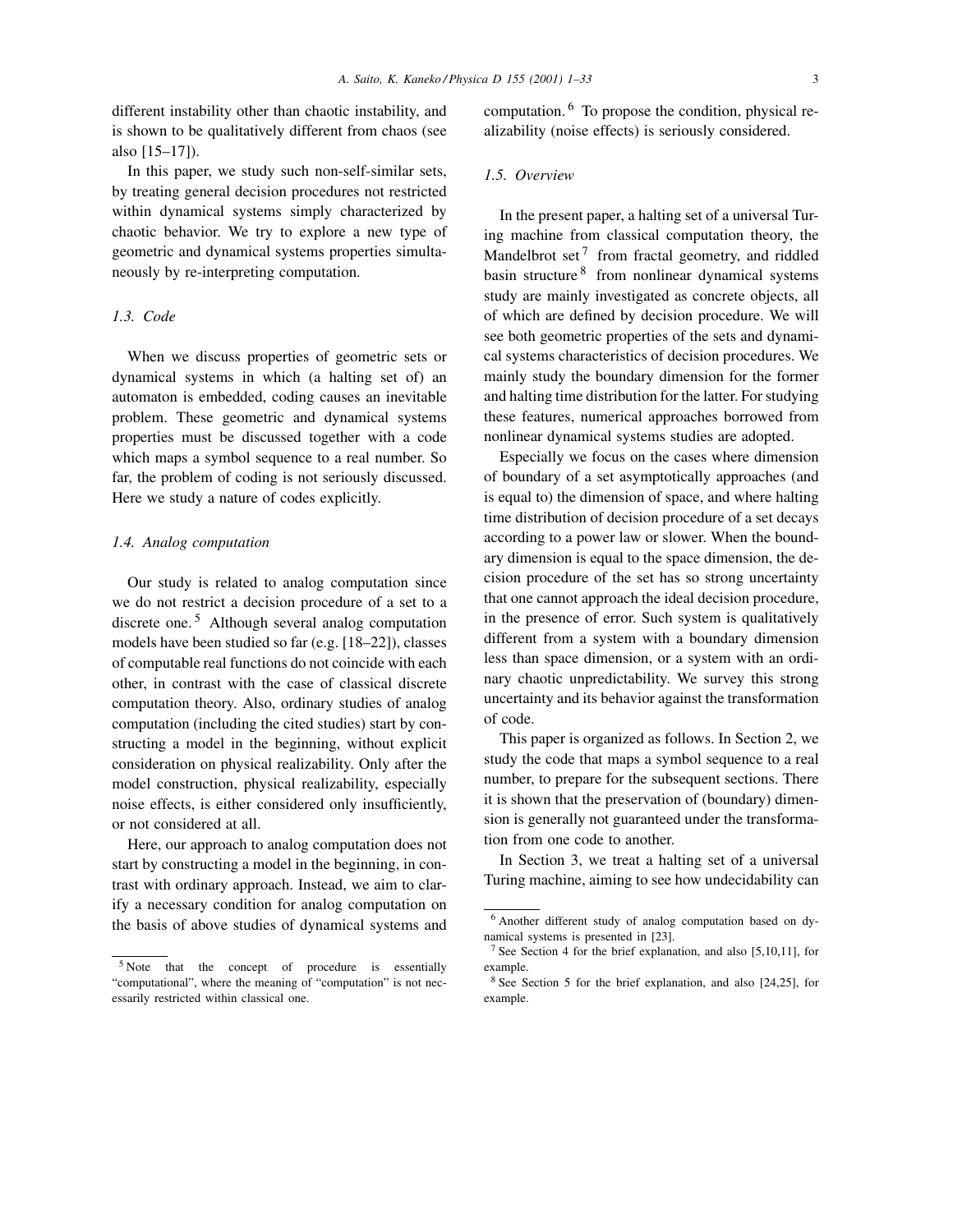different instability other than chaotic instability, and is shown to be qualitatively different from chaos (see also [15–17]).

In this paper, we study such non-self-similar sets, by treating general decision procedures not restricted within dynamical systems simply characterized by chaotic behavior. We try to explore a new type of geometric and dynamical systems properties simultaneously by re-interpreting computation.

### *1.3. Code*

When we discuss properties of geometric sets or dynamical systems in which (a halting set of) an automaton is embedded, coding causes an inevitable problem. These geometric and dynamical systems properties must be discussed together with a code which maps a symbol sequence to a real number. So far, the problem of coding is not seriously discussed. Here we study a nature of codes explicitly.

### *1.4. Analog computation*

Our study is related to analog computation since we do not restrict a decision procedure of a set to a discrete one. [5] Although several analog computation models have been studied so far (e.g. [18–22]), classes of computable real functions do not coincide with each other, in contrast with the case of classical discrete computation theory. Also, ordinary studies of analog computation (including the cited studies) start by constructing a model in the beginning, without explicit consideration on physical realizability. Only after the model construction, physical realizability, especially noise effects, is either considered only insufficiently, or not considered at all.

Here, our approach to analog computation does not start by constructing a model in the beginning, in contrast with ordinary approach. Instead, we aim to clarify a necessary condition for analog computation on the basis of above studies of dynamical systems and computation. [6] To propose the condition, physical realizability (noise effects) is seriously considered.

### *1.5. Overview*

In the present paper, a halting set of a universal Turing machine from classical computation theory, the Mandelbrot set [7] from fractal geometry, and riddled basin structure [8] from nonlinear dynamical systems study are mainly investigated as concrete objects, all of which are defined by decision procedure. We will see both geometric properties of the sets and dynamical systems characteristics of decision procedures. We mainly study the boundary dimension for the former and halting time distribution for the latter. For studying these features, numerical approaches borrowed from nonlinear dynamical systems studies are adopted.

Especially we focus on the cases where dimension of boundary of a set asymptotically approaches (and is equal to) the dimension of space, and where halting time distribution of decision procedure of a set decays according to a power law or slower. When the boundary dimension is equal to the space dimension, the decision procedure of the set has so strong uncertainty that one cannot approach the ideal decision procedure, in the presence of error. Such system is qualitatively different from a system with a boundary dimension less than space dimension, or a system with an ordinary chaotic unpredictability. We survey this strong uncertainty and its behavior against the transformation of code.

This paper is organized as follows. In Section 2, we study the code that maps a symbol sequence to a real number, to prepare for the subsequent sections. There it is shown that the preservation of (boundary) dimension is generally not guaranteed under the transformation from one code to another.

In Section 3, we treat a halting set of a universal Turing machine, aiming to see how undecidability can

[5] Note that the concept of procedure is essentially "computational", where the meaning of "computation" is not necessarily restricted within classical one.

[6] Another different study of analog computation based on dynamical systems is presented in [23].

[7] See Section 4 for the brief explanation, and also [5,10,11], for example.

[8] See Section 5 for the brief explanation, and also [24,25], for example.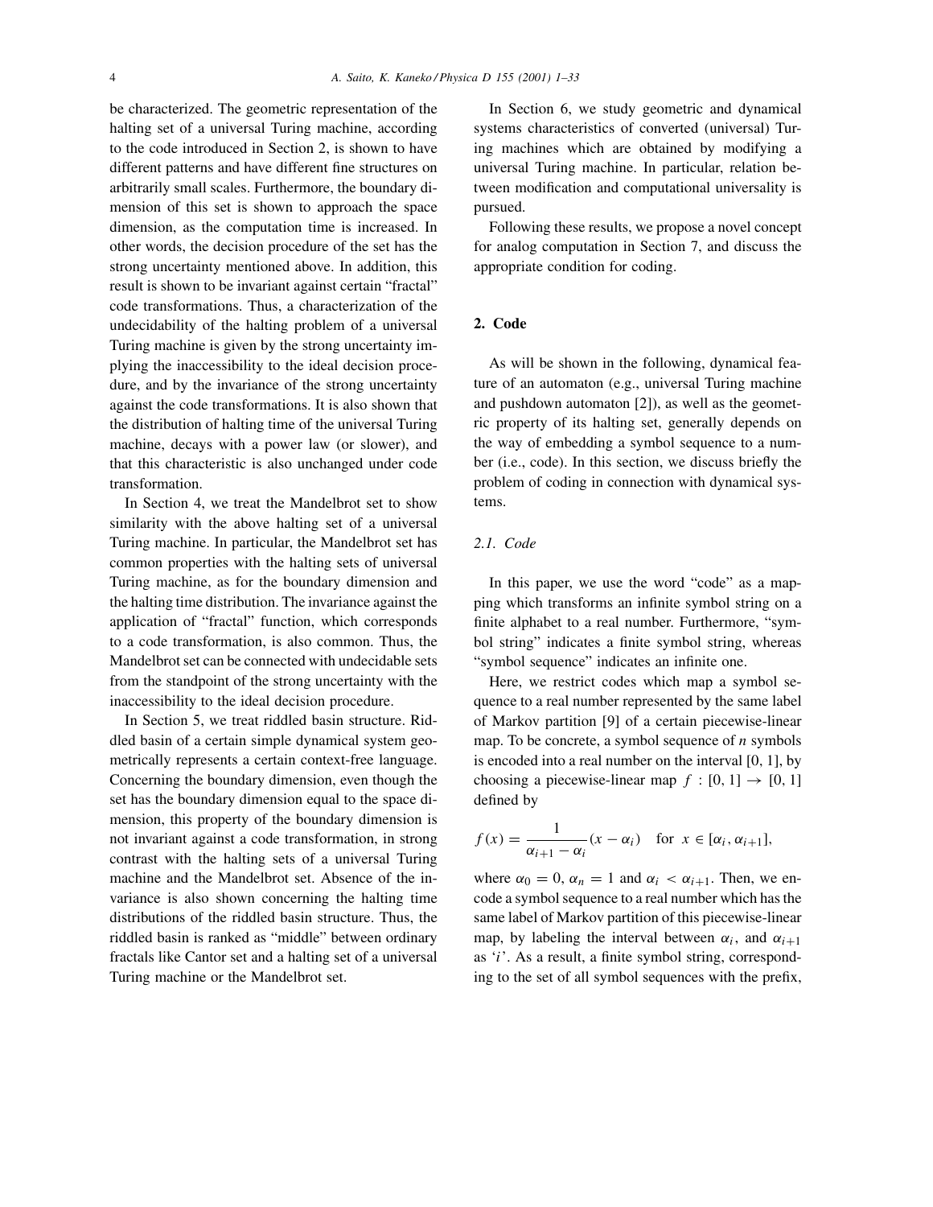be characterized. The geometric representation of the halting set of a universal Turing machine, according to the code introduced in Section 2, is shown to have different patterns and have different fine structures on arbitrarily small scales. Furthermore, the boundary dimension of this set is shown to approach the space dimension, as the computation time is increased. In other words, the decision procedure of the set has the strong uncertainty mentioned above. In addition, this result is shown to be invariant against certain "fractal" code transformations. Thus, a characterization of the undecidability of the halting problem of a universal Turing machine is given by the strong uncertainty implying the inaccessibility to the ideal decision procedure, and by the invariance of the strong uncertainty against the code transformations. It is also shown that the distribution of halting time of the universal Turing machine, decays with a power law (or slower), and that this characteristic is also unchanged under code transformation.

In Section 4, we treat the Mandelbrot set to show similarity with the above halting set of a universal Turing machine. In particular, the Mandelbrot set has common properties with the halting sets of universal Turing machine, as for the boundary dimension and the halting time distribution. The invariance against the application of "fractal" function, which corresponds to a code transformation, is also common. Thus, the Mandelbrot set can be connected with undecidable sets from the standpoint of the strong uncertainty with the inaccessibility to the ideal decision procedure.

In Section 5, we treat riddled basin structure. Riddled basin of a certain simple dynamical system geometrically represents a certain context-free language. Concerning the boundary dimension, even though the set has the boundary dimension equal to the space dimension, this property of the boundary dimension is not invariant against a code transformation, in strong contrast with the halting sets of a universal Turing machine and the Mandelbrot set. Absence of the invariance is also shown concerning the halting time distributions of the riddled basin structure. Thus, the riddled basin is ranked as "middle" between ordinary fractals like Cantor set and a halting set of a universal Turing machine or the Mandelbrot set.

In Section 6, we study geometric and dynamical systems characteristics of converted (universal) Turing machines which are obtained by modifying a universal Turing machine. In particular, relation between modification and computational universality is pursued.

Following these results, we propose a novel concept for analog computation in Section 7, and discuss the appropriate condition for coding.

## 2. Code

As will be shown in the following, dynamical feature of an automaton (e.g., universal Turing machine and pushdown automaton [2]), as well as the geometric property of its halting set, generally depends on the way of embedding a symbol sequence to a number (i.e., code). In this section, we discuss briefly the problem of coding in connection with dynamical systems.

### 2.1. Code

In this paper, we use the word "code" as a mapping which transforms an infinite symbol string on a finite alphabet to a real number. Furthermore, "symbol string" indicates a finite symbol string, whereas "symbol sequence" indicates an infinite one.

Here, we restrict codes which map a symbol sequence to a real number represented by the same label of Markov partition [9] of a certain piecewise-linear map. To be concrete, a symbol sequence of $n$ symbols is encoded into a real number on the interval [0, 1], by choosing a piecewise-linear map $f : [0, 1] \to [0, 1]$ defined by

$$f(x) = \frac{1}{\alpha_{i+1} - \alpha_i}(x - \alpha_i) \quad \text{for } x \in [\alpha_i, \alpha_{i+1}],$$

where $\alpha_0 = 0$, $\alpha_n = 1$ and $\alpha_i < \alpha_{i+1}$. Then, we encode a symbol sequence to a real number which has the same label of Markov partition of this piecewise-linear map, by labeling the interval between $\alpha_i$, and $\alpha_{i+1}$ as '$i$'. As a result, a finite symbol string, corresponding to the set of all symbol sequences with the prefix,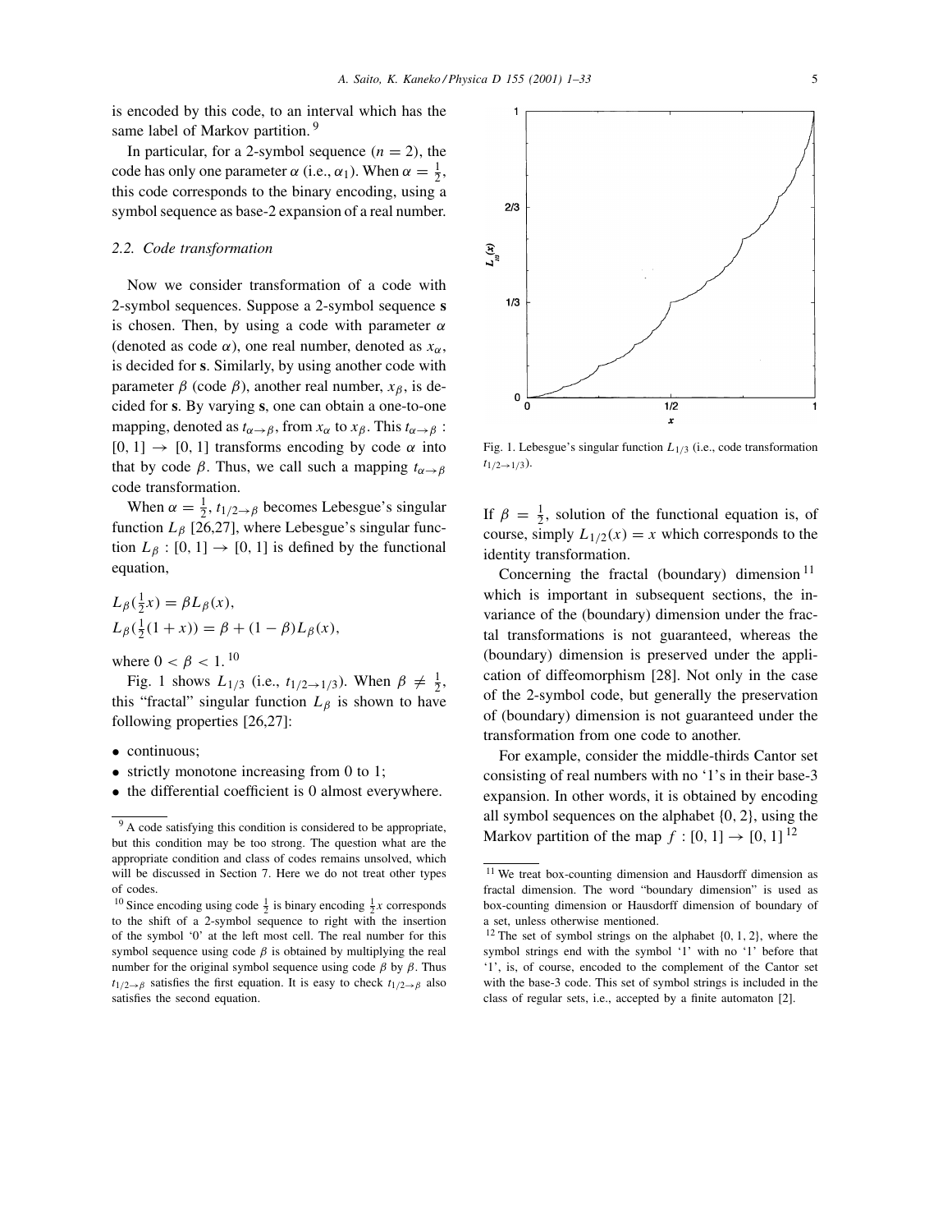is encoded by this code, to an interval which has the same label of Markov partition. [9]

In particular, for a 2-symbol sequence ($n = 2$), the code has only one parameter $\alpha$ (i.e., $\alpha_1$). When $\alpha = \frac{1}{2}$, this code corresponds to the binary encoding, using a symbol sequence as base-2 expansion of a real number.

### 2.2. Code transformation

Now we consider transformation of a code with 2-symbol sequences. Suppose a 2-symbol sequence **s** is chosen. Then, by using a code with parameter $\alpha$ (denoted as code $\alpha$), one real number, denoted as $x_\alpha$, is decided for **s**. Similarly, by using another code with parameter $\beta$ (code $\beta$), another real number, $x_\beta$, is decided for **s**. By varying **s**, one can obtain a one-to-one mapping, denoted as $t_{\alpha\to\beta}$, from $x_\alpha$ to $x_\beta$. This $t_{\alpha\to\beta} : [0, 1] \to [0, 1]$ transforms encoding by code $\alpha$ into that by code $\beta$. Thus, we call such a mapping $t_{\alpha\to\beta}$ code transformation.

When $\alpha = \frac{1}{2}$, $t_{1/2\to\beta}$ becomes Lebesgue's singular function $L_\beta$ [26,27], where Lebesgue's singular function $L_\beta : [0, 1] \to [0, 1]$ is defined by the functional equation,

$$L_\beta(\tfrac{1}{2}x) = \beta L_\beta(x),$$
$$L_\beta(\tfrac{1}{2}(1 + x)) = \beta + (1 - \beta)L_\beta(x),$$

where $0 < \beta < 1$. [10]

Fig. 1 shows $L_{1/3}$ (i.e., $t_{1/2\to1/3}$). When $\beta \neq \frac{1}{2}$, this "fractal" singular function $L_\beta$ is shown to have following properties [26,27]:

- continuous;
- strictly monotone increasing from 0 to 1;
- the differential coefficient is 0 almost everywhere.

Fig. 1. Lebesgue's singular function $L_{1/3}$ (i.e., code transformation $t_{1/2\to1/3}$).

If $\beta = \frac{1}{2}$, solution of the functional equation is, of course, simply $L_{1/2}(x) = x$ which corresponds to the identity transformation.

Concerning the fractal (boundary) dimension [11] which is important in subsequent sections, the invariance of the (boundary) dimension under the fractal transformations is not guaranteed, whereas the (boundary) dimension is preserved under the application of diffeomorphism [28]. Not only in the case of the 2-symbol code, but generally the preservation of (boundary) dimension is not guaranteed under the transformation from one code to another.

For example, consider the middle-thirds Cantor set consisting of real numbers with no '1's in their base-3 expansion. In other words, it is obtained by encoding all symbol sequences on the alphabet {0, 2}, using the Markov partition of the map $f : [0, 1] \to [0, 1]$ [12]

---

[9] A code satisfying this condition is considered to be appropriate, but this condition may be too strong. The question what are the appropriate condition and class of codes remains unsolved, which will be discussed in Section 7. Here we do not treat other types of codes.

[10] Since encoding using code $\frac{1}{2}$ is binary encoding $\frac{1}{2}x$ corresponds to the shift of a 2-symbol sequence to right with the insertion of the symbol '0' at the left most cell. The real number for this symbol sequence using code $\beta$ is obtained by multiplying the real number for the original symbol sequence using code $\beta$ by $\beta$. Thus $t_{1/2\to\beta}$ satisfies the first equation. It is easy to check $t_{1/2\to\beta}$ also satisfies the second equation.

[11] We treat box-counting dimension and Hausdorff dimension as fractal dimension. The word "boundary dimension" is used as box-counting dimension or Hausdorff dimension of boundary of a set, unless otherwise mentioned.

[12] The set of symbol strings on the alphabet {0, 1, 2}, where the symbol strings end with the symbol '1' with no '1' before that '1', is, of course, encoded to the complement of the Cantor set with the base-3 code. This set of symbol strings is included in the class of regular sets, i.e., accepted by a finite automaton [2].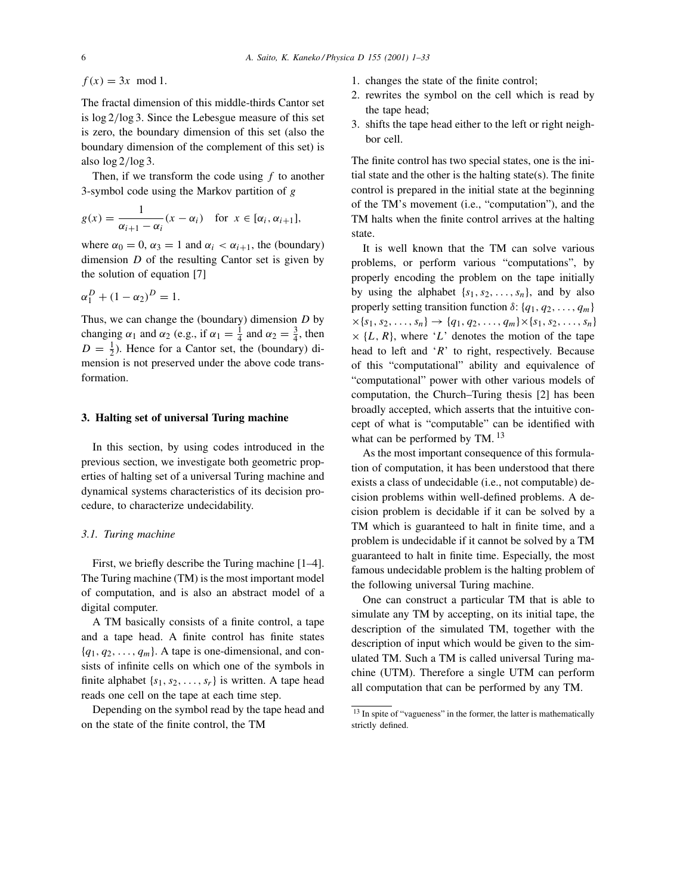$f(x) = 3x \mod 1.$

The fractal dimension of this middle-thirds Cantor set is $\log 2/\log 3$. Since the Lebesgue measure of this set is zero, the boundary dimension of this set (also the boundary dimension of the complement of this set) is also $\log 2/\log 3$.

Then, if we transform the code using $f$ to another 3-symbol code using the Markov partition of $g$

$$g(x) = \frac{1}{\alpha_{i+1} - \alpha_i}(x - \alpha_i) \quad \text{for } x \in [\alpha_i, \alpha_{i+1}],$$

where $\alpha_0 = 0$, $\alpha_3 = 1$ and $\alpha_i < \alpha_{i+1}$, the (boundary) dimension $D$ of the resulting Cantor set is given by the solution of equation [7]

$$\alpha_1^D + (1 - \alpha_2)^D = 1.$$

Thus, we can change the (boundary) dimension $D$ by changing $\alpha_1$ and $\alpha_2$ (e.g., if $\alpha_1 = \frac{1}{4}$ and $\alpha_2 = \frac{3}{4}$, then $D = \frac{1}{2}$). Hence for a Cantor set, the (boundary) dimension is not preserved under the above code transformation.

## 3. Halting set of universal Turing machine

In this section, by using codes introduced in the previous section, we investigate both geometric properties of halting set of a universal Turing machine and dynamical systems characteristics of its decision procedure, to characterize undecidability.

### 3.1. Turing machine

First, we briefly describe the Turing machine [1–4]. The Turing machine (TM) is the most important model of computation, and is also an abstract model of a digital computer.

A TM basically consists of a finite control, a tape and a tape head. A finite control has finite states $\{q_1, q_2, \ldots, q_m\}$. A tape is one-dimensional, and consists of infinite cells on which one of the symbols in finite alphabet $\{s_1, s_2, \ldots, s_r\}$ is written. A tape head reads one cell on the tape at each time step.

Depending on the symbol read by the tape head and on the state of the finite control, the TM

1. changes the state of the finite control;
2. rewrites the symbol on the cell which is read by the tape head;
3. shifts the tape head either to the left or right neighbor cell.

The finite control has two special states, one is the initial state and the other is the halting state(s). The finite control is prepared in the initial state at the beginning of the TM's movement (i.e., "computation"), and the TM halts when the finite control arrives at the halting state.

It is well known that the TM can solve various problems, or perform various "computations", by properly encoding the problem on the tape initially by using the alphabet $\{s_1, s_2, \ldots, s_n\}$, and by also properly setting transition function $\delta$: $\{q_1, q_2, \ldots, q_m\} \times \{s_1, s_2, \ldots, s_n\} \to \{q_1, q_2, \ldots, q_m\} \times \{s_1, s_2, \ldots, s_n\} \times \{L, R\}$, where '$L$' denotes the motion of the tape head to left and '$R$' to right, respectively. Because of this "computational" ability and equivalence of "computational" power with other various models of computation, the Church–Turing thesis [2] has been broadly accepted, which asserts that the intuitive concept of what is "computable" can be identified with what can be performed by TM. [13]

As the most important consequence of this formulation of computation, it has been understood that there exists a class of undecidable (i.e., not computable) decision problems within well-defined problems. A decision problem is decidable if it can be solved by a TM which is guaranteed to halt in finite time, and a problem is undecidable if it cannot be solved by a TM guaranteed to halt in finite time. Especially, the most famous undecidable problem is the halting problem of the following universal Turing machine.

One can construct a particular TM that is able to simulate any TM by accepting, on its initial tape, the description of the simulated TM, together with the description of input which would be given to the simulated TM. Such a TM is called universal Turing machine (UTM). Therefore a single UTM can perform all computation that can be performed by any TM.

[13] In spite of "vagueness" in the former, the latter is mathematically strictly defined.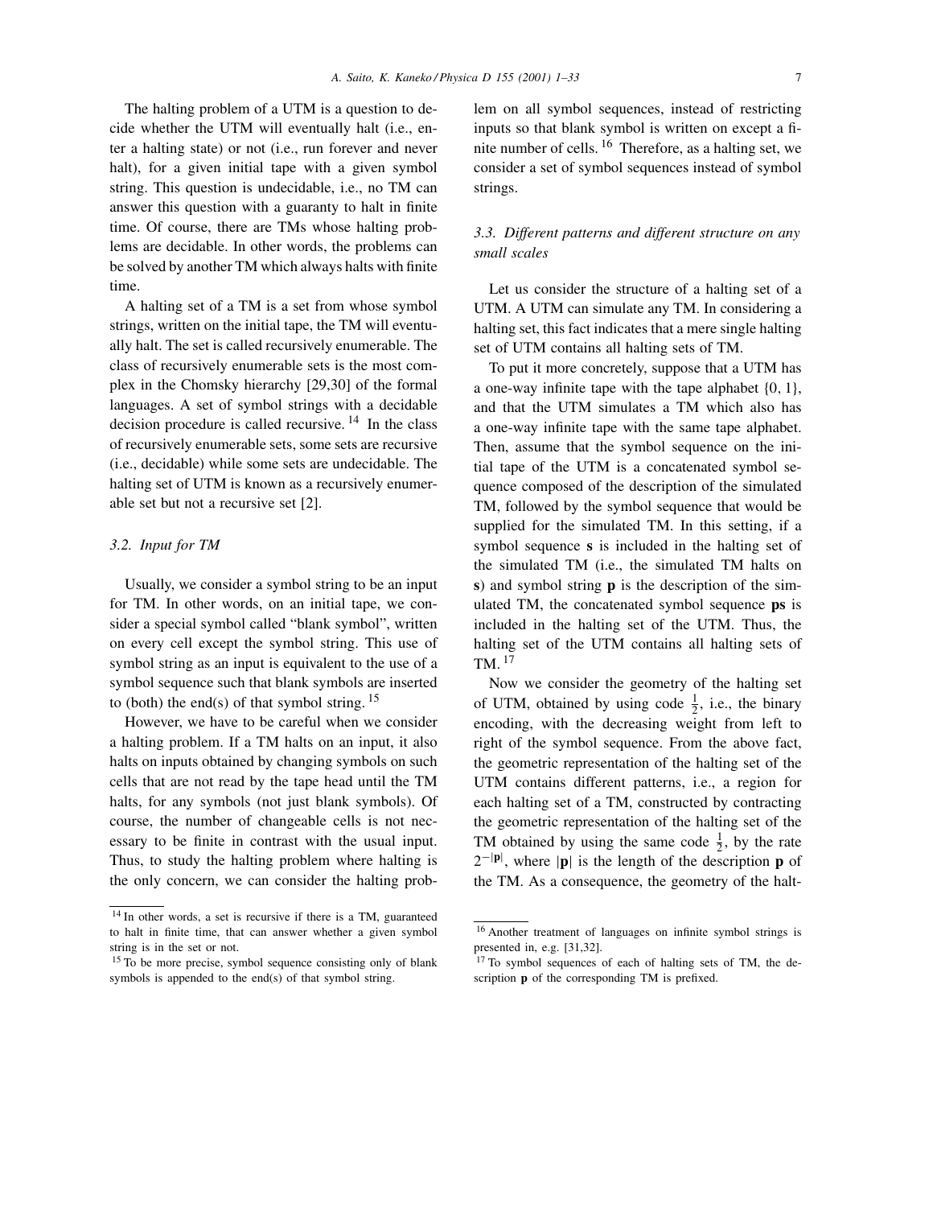The halting problem of a UTM is a question to decide whether the UTM will eventually halt (i.e., enter a halting state) or not (i.e., run forever and never halt), for a given initial tape with a given symbol string. This question is undecidable, i.e., no TM can answer this question with a guaranty to halt in finite time. Of course, there are TMs whose halting problems are decidable. In other words, the problems can be solved by another TM which always halts with finite time.

A halting set of a TM is a set from whose symbol strings, written on the initial tape, the TM will eventually halt. The set is called recursively enumerable. The class of recursively enumerable sets is the most complex in the Chomsky hierarchy [29,30] of the formal languages. A set of symbol strings with a decidable decision procedure is called recursive. [14] In the class of recursively enumerable sets, some sets are recursive (i.e., decidable) while some sets are undecidable. The halting set of UTM is known as a recursively enumerable set but not a recursive set [2].

### 3.2. Input for TM

Usually, we consider a symbol string to be an input for TM. In other words, on an initial tape, we consider a special symbol called "blank symbol", written on every cell except the symbol string. This use of symbol string as an input is equivalent to the use of a symbol sequence such that blank symbols are inserted to (both) the end(s) of that symbol string. [15]

However, we have to be careful when we consider a halting problem. If a TM halts on an input, it also halts on inputs obtained by changing symbols on such cells that are not read by the tape head until the TM halts, for any symbols (not just blank symbols). Of course, the number of changeable cells is not necessary to be finite in contrast with the usual input. Thus, to study the halting problem where halting is the only concern, we can consider the halting problem on all symbol sequences, instead of restricting inputs so that blank symbol is written on except a finite number of cells. [16] Therefore, as a halting set, we consider a set of symbol sequences instead of symbol strings.

### 3.3. Different patterns and different structure on any small scales

Let us consider the structure of a halting set of a UTM. A UTM can simulate any TM. In considering a halting set, this fact indicates that a mere single halting set of UTM contains all halting sets of TM.

To put it more concretely, suppose that a UTM has a one-way infinite tape with the tape alphabet {0, 1}, and that the UTM simulates a TM which also has a one-way infinite tape with the same tape alphabet. Then, assume that the symbol sequence on the initial tape of the UTM is a concatenated symbol sequence composed of the description of the simulated TM, followed by the symbol sequence that would be supplied for the simulated TM. In this setting, if a symbol sequence **s** is included in the halting set of the simulated TM (i.e., the simulated TM halts on **s**) and symbol string **p** is the description of the simulated TM, the concatenated symbol sequence **ps** is included in the halting set of the UTM. Thus, the halting set of the UTM contains all halting sets of TM. [17]

Now we consider the geometry of the halting set of UTM, obtained by using code $\frac{1}{2}$, i.e., the binary encoding, with the decreasing weight from left to right of the symbol sequence. From the above fact, the geometric representation of the halting set of the UTM contains different patterns, i.e., a region for each halting set of a TM, constructed by contracting the geometric representation of the halting set of the TM obtained by using the same code $\frac{1}{2}$, by the rate $2^{-|\mathbf{p}|}$, where $|\mathbf{p}|$ is the length of the description **p** of the TM. As a consequence, the geometry of the halt-

---

[14] In other words, a set is recursive if there is a TM, guaranteed to halt in finite time, that can answer whether a given symbol string is in the set or not.

[15] To be more precise, symbol sequence consisting only of blank symbols is appended to the end(s) of that symbol string.

[16] Another treatment of languages on infinite symbol strings is presented in, e.g. [31,32].

[17] To symbol sequences of each of halting sets of TM, the description **p** of the corresponding TM is prefixed.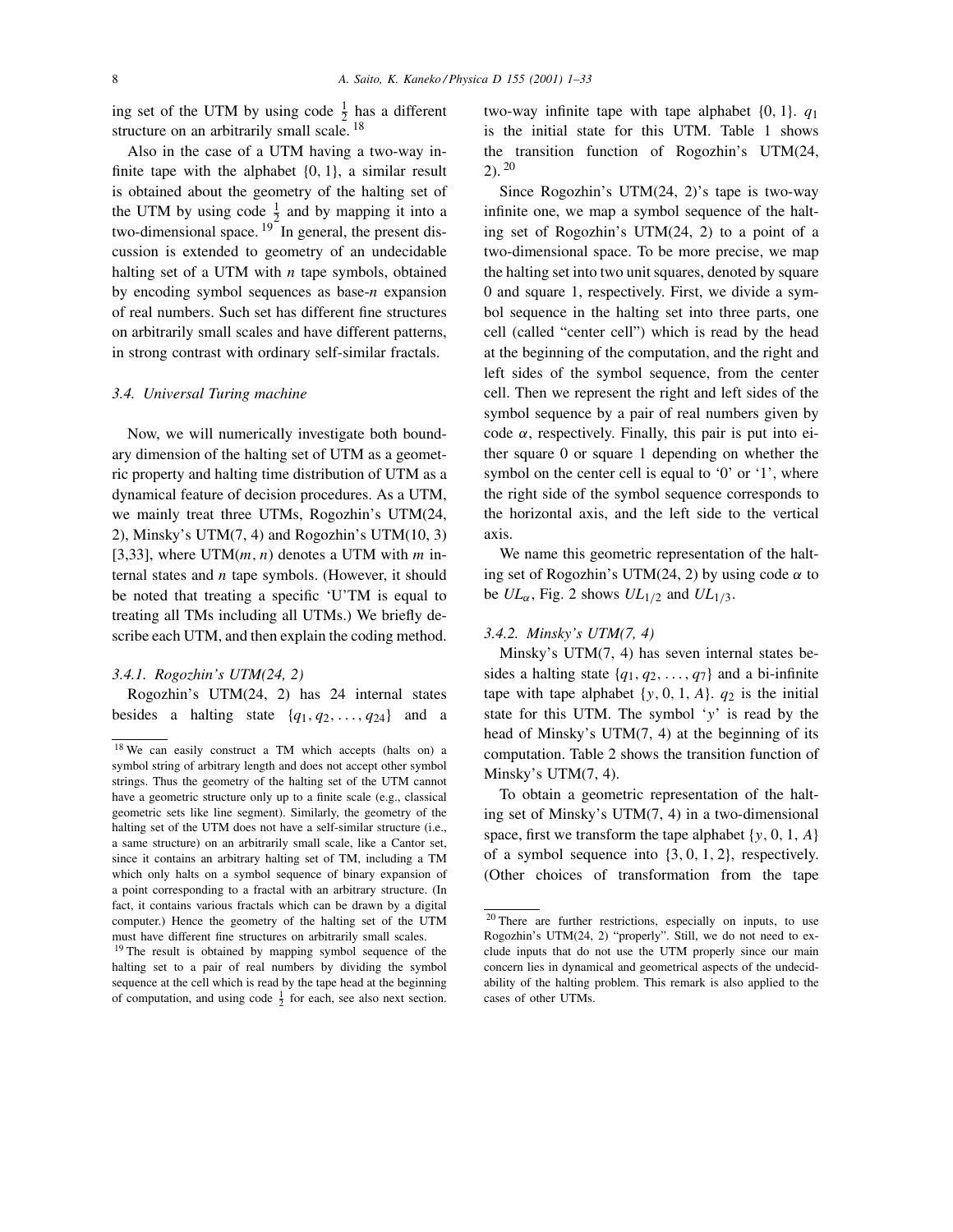ing set of the UTM by using code $\frac{1}{2}$ has a different structure on an arbitrarily small scale. [18]

Also in the case of a UTM having a two-way infinite tape with the alphabet $\{0, 1\}$, a similar result is obtained about the geometry of the halting set of the UTM by using code $\frac{1}{2}$ and by mapping it into a two-dimensional space. [19] In general, the present discussion is extended to geometry of an undecidable halting set of a UTM with $n$ tape symbols, obtained by encoding symbol sequences as base-$n$ expansion of real numbers. Such set has different fine structures on arbitrarily small scales and have different patterns, in strong contrast with ordinary self-similar fractals.

### 3.4. Universal Turing machine

Now, we will numerically investigate both boundary dimension of the halting set of UTM as a geometric property and halting time distribution of UTM as a dynamical feature of decision procedures. As a UTM, we mainly treat three UTMs, Rogozhin's UTM(24, 2), Minsky's UTM(7, 4) and Rogozhin's UTM(10, 3) [3,33], where UTM($m$, $n$) denotes a UTM with $m$ internal states and $n$ tape symbols. (However, it should be noted that treating a specific 'U'TM is equal to treating all TMs including all UTMs.) We briefly describe each UTM, and then explain the coding method.

#### 3.4.1. Rogozhin's UTM(24, 2)

Rogozhin's UTM(24, 2) has 24 internal states besides a halting state $\{q_1, q_2, \ldots, q_{24}\}$ and a two-way infinite tape with tape alphabet $\{0, 1\}$. $q_1$ is the initial state for this UTM. Table 1 shows the transition function of Rogozhin's UTM(24, 2). [20]

Since Rogozhin's UTM(24, 2)'s tape is two-way infinite one, we map a symbol sequence of the halting set of Rogozhin's UTM(24, 2) to a point of a two-dimensional space. To be more precise, we map the halting set into two unit squares, denoted by square 0 and square 1, respectively. First, we divide a symbol sequence in the halting set into three parts, one cell (called "center cell") which is read by the head at the beginning of the computation, and the right and left sides of the symbol sequence, from the center cell. Then we represent the right and left sides of the symbol sequence by a pair of real numbers given by code $\alpha$, respectively. Finally, this pair is put into either square 0 or square 1 depending on whether the symbol on the center cell is equal to '0' or '1', where the right side of the symbol sequence corresponds to the horizontal axis, and the left side to the vertical axis.

We name this geometric representation of the halting set of Rogozhin's UTM(24, 2) by using code $\alpha$ to be $UL_\alpha$, Fig. 2 shows $UL_{1/2}$ and $UL_{1/3}$.

#### 3.4.2. Minsky's UTM(7, 4)

Minsky's UTM(7, 4) has seven internal states besides a halting state $\{q_1, q_2, \ldots, q_7\}$ and a bi-infinite tape with tape alphabet $\{y, 0, 1, A\}$. $q_2$ is the initial state for this UTM. The symbol '$y$' is read by the head of Minsky's UTM(7, 4) at the beginning of its computation. Table 2 shows the transition function of Minsky's UTM(7, 4).

To obtain a geometric representation of the halting set of Minsky's UTM(7, 4) in a two-dimensional space, first we transform the tape alphabet $\{y, 0, 1, A\}$ of a symbol sequence into $\{3, 0, 1, 2\}$, respectively. (Other choices of transformation from the tape

---

[18] We can easily construct a TM which accepts (halts on) a symbol string of arbitrary length and does not accept other symbol strings. Thus the geometry of the halting set of the UTM cannot have a geometric structure only up to a finite scale (e.g., classical geometric sets like line segment). Similarly, the geometry of the halting set of the UTM does not have a self-similar structure (i.e., a same structure) on an arbitrarily small scale, like a Cantor set, since it contains an arbitrary halting set of TM, including a TM which only halts on a symbol sequence of binary expansion of a point corresponding to a fractal with an arbitrary structure. (In fact, it contains various fractals which can be drawn by a digital computer.) Hence the geometry of the halting set of the UTM must have different fine structures on arbitrarily small scales.

[19] The result is obtained by mapping symbol sequence of the halting set to a pair of real numbers by dividing the symbol sequence at the cell which is read by the tape head at the beginning of computation, and using code $\frac{1}{2}$ for each, see also next section.

[20] There are further restrictions, especially on inputs, to use Rogozhin's UTM(24, 2) "properly". Still, we do not need to exclude inputs that do not use the UTM properly since our main concern lies in dynamical and geometrical aspects of the undecidability of the halting problem. This remark is also applied to the cases of other UTMs.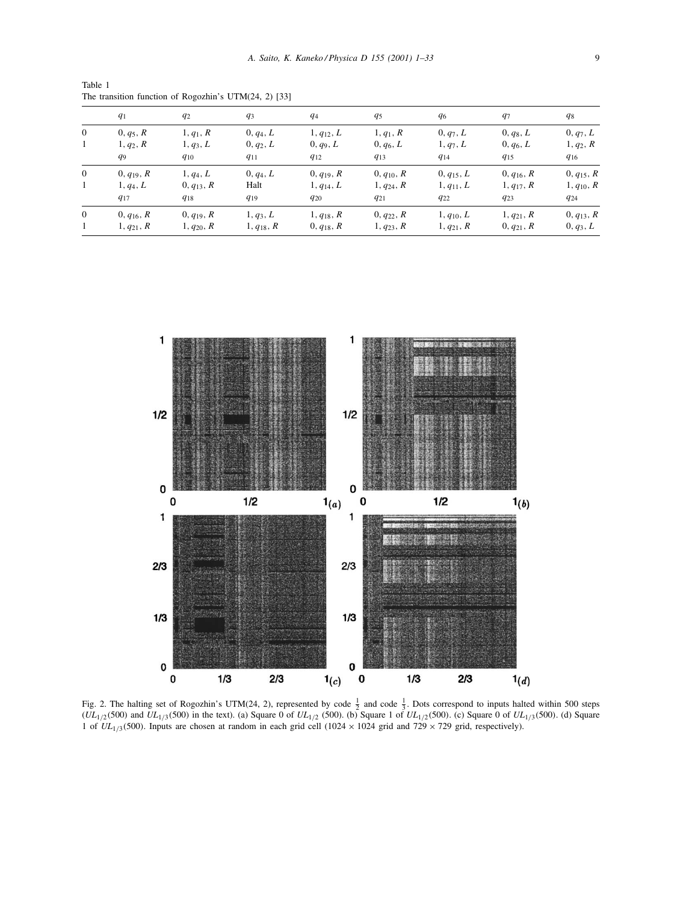Table 1
The transition function of Rogozhin's UTM(24, 2) [33]

| | $q_1$ | $q_2$ | $q_3$ | $q_4$ | $q_5$ | $q_6$ | $q_7$ | $q_8$ |
|---|---|---|---|---|---|---|---|---|
| 0 | $0, q_5, R$ | $1, q_1, R$ | $0, q_4, L$ | $1, q_{12}, L$ | $1, q_1, R$ | $0, q_7, L$ | $0, q_8, L$ | $0, q_7, L$ |
| 1 | $1, q_2, R$ | $1, q_3, L$ | $0, q_2, L$ | $0, q_9, L$ | $0, q_6, L$ | $1, q_7, L$ | $0, q_6, L$ | $1, q_2, R$ |
| | $q_9$ | $q_{10}$ | $q_{11}$ | $q_{12}$ | $q_{13}$ | $q_{14}$ | $q_{15}$ | $q_{16}$ |
| 0 | $0, q_{19}, R$ | $1, q_4, L$ | $0, q_4, L$ | $0, q_{19}, R$ | $0, q_{10}, R$ | $0, q_{15}, L$ | $0, q_{16}, R$ | $0, q_{15}, R$ |
| 1 | $1, q_4, L$ | $0, q_{13}, R$ | Halt | $1, q_{14}, L$ | $1, q_{24}, R$ | $1, q_{11}, L$ | $1, q_{17}, R$ | $1, q_{10}, R$ |
| | $q_{17}$ | $q_{18}$ | $q_{19}$ | $q_{20}$ | $q_{21}$ | $q_{22}$ | $q_{23}$ | $q_{24}$ |
| 0 | $0, q_{16}, R$ | $0, q_{19}, R$ | $1, q_3, L$ | $1, q_{18}, R$ | $0, q_{22}, R$ | $1, q_{10}, L$ | $1, q_{21}, R$ | $0, q_{13}, R$ |
| 1 | $1, q_{21}, R$ | $1, q_{20}, R$ | $1, q_{18}, R$ | $0, q_{18}, R$ | $1, q_{23}, R$ | $1, q_{21}, R$ | $0, q_{21}, R$ | $0, q_3, L$ |

Fig. 2. The halting set of Rogozhin's UTM(24, 2), represented by code $\frac{1}{2}$ and code $\frac{1}{3}$. Dots correspond to inputs halted within 500 steps ($UL_{1/2}(500)$ and $UL_{1/3}(500)$ in the text). (a) Square 0 of $UL_{1/2}$ (500). (b) Square 1 of $UL_{1/2}(500)$. (c) Square 0 of $UL_{1/3}(500)$. (d) Square 1 of $UL_{1/3}(500)$. Inputs are chosen at random in each grid cell ($1024 \times 1024$ grid and $729 \times 729$ grid, respectively).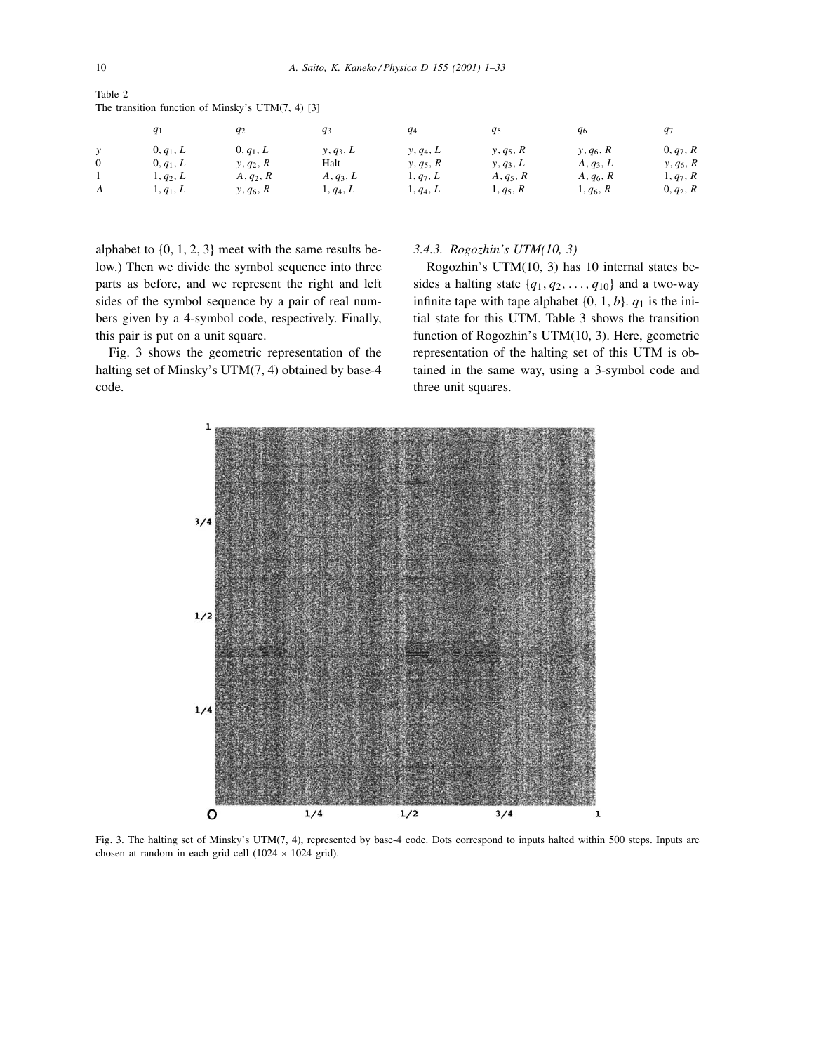Table 2
The transition function of Minsky's UTM(7, 4) [3]

| | $q_1$ | $q_2$ | $q_3$ | $q_4$ | $q_5$ | $q_6$ | $q_7$ |
|---|---|---|---|---|---|---|---|
| $y$ | $0, q_1, L$ | $0, q_1, L$ | $y, q_3, L$ | $y, q_4, L$ | $y, q_5, R$ | $y, q_6, R$ | $0, q_7, R$ |
| 0 | $0, q_1, L$ | $y, q_2, R$ | Halt | $y, q_5, R$ | $y, q_3, L$ | $A, q_3, L$ | $y, q_6, R$ |
| 1 | $1, q_2, L$ | $A, q_2, R$ | $A, q_3, L$ | $1, q_7, L$ | $A, q_5, R$ | $A, q_6, R$ | $1, q_7, R$ |
| $A$ | $1, q_1, L$ | $y, q_6, R$ | $1, q_4, L$ | $1, q_4, L$ | $1, q_5, R$ | $1, q_6, R$ | $0, q_2, R$ |

alphabet to {0, 1, 2, 3} meet with the same results below.) Then we divide the symbol sequence into three parts as before, and we represent the right and left sides of the symbol sequence by a pair of real numbers given by a 4-symbol code, respectively. Finally, this pair is put on a unit square.

Fig. 3 shows the geometric representation of the halting set of Minsky's UTM(7, 4) obtained by base-4 code.

### 3.4.3. Rogozhin's UTM(10, 3)

Rogozhin's UTM(10, 3) has 10 internal states besides a halting state $\{q_1, q_2, \ldots, q_{10}\}$ and a two-way infinite tape with tape alphabet $\{0, 1, b\}$. $q_1$ is the initial state for this UTM. Table 3 shows the transition function of Rogozhin's UTM(10, 3). Here, geometric representation of the halting set of this UTM is obtained in the same way, using a 3-symbol code and three unit squares.

Fig. 3. The halting set of Minsky's UTM(7, 4), represented by base-4 code. Dots correspond to inputs halted within 500 steps. Inputs are chosen at random in each grid cell (1024 × 1024 grid).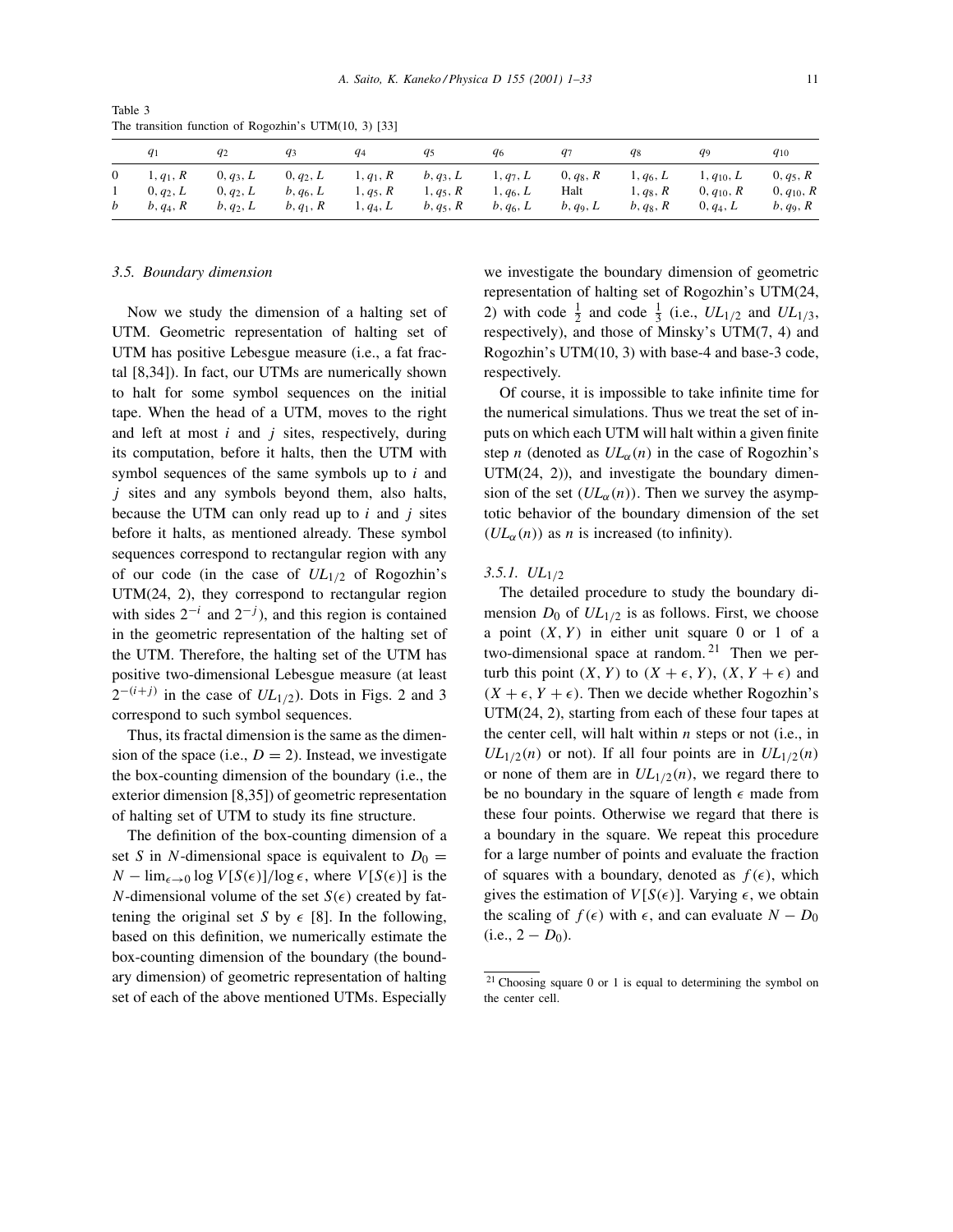Table 3
The transition function of Rogozhin's UTM(10, 3) [33]

| | $q_1$ | $q_2$ | $q_3$ | $q_4$ | $q_5$ | $q_6$ | $q_7$ | $q_8$ | $q_9$ | $q_{10}$ |
|---|---|---|---|---|---|---|---|---|---|---|
| 0 | $1, q_1, R$ | $0, q_3, L$ | $0, q_2, L$ | $1, q_1, R$ | $b, q_3, L$ | $1, q_7, L$ | $0, q_8, R$ | $1, q_6, L$ | $1, q_{10}, L$ | $0, q_5, R$ |
| 1 | $0, q_2, L$ | $0, q_2, L$ | $b, q_6, L$ | $1, q_5, R$ | $1, q_5, R$ | $1, q_6, L$ | Halt | $1, q_8, R$ | $0, q_{10}, R$ | $0, q_{10}, R$ |
| $b$ | $b, q_4, R$ | $b, q_2, L$ | $b, q_1, R$ | $1, q_4, L$ | $b, q_5, R$ | $b, q_6, L$ | $b, q_9, L$ | $b, q_8, R$ | $0, q_4, L$ | $b, q_9, R$ |

### 3.5. Boundary dimension

Now we study the dimension of a halting set of UTM. Geometric representation of halting set of UTM has positive Lebesgue measure (i.e., a fat fractal [8,34]). In fact, our UTMs are numerically shown to halt for some symbol sequences on the initial tape. When the head of a UTM, moves to the right and left at most $i$ and $j$ sites, respectively, during its computation, before it halts, then the UTM with symbol sequences of the same symbols up to $i$ and $j$ sites and any symbols beyond them, also halts, because the UTM can only read up to $i$ and $j$ sites before it halts, as mentioned already. These symbol sequences correspond to rectangular region with any of our code (in the case of $UL_{1/2}$ of Rogozhin's UTM(24, 2), they correspond to rectangular region with sides $2^{-i}$ and $2^{-j}$), and this region is contained in the geometric representation of the halting set of the UTM. Therefore, the halting set of the UTM has positive two-dimensional Lebesgue measure (at least $2^{-(i+j)}$ in the case of $UL_{1/2}$). Dots in Figs. 2 and 3 correspond to such symbol sequences.

Thus, its fractal dimension is the same as the dimension of the space (i.e., $D = 2$). Instead, we investigate the box-counting dimension of the boundary (i.e., the exterior dimension [8,35]) of geometric representation of halting set of UTM to study its fine structure.

The definition of the box-counting dimension of a set $S$ in $N$-dimensional space is equivalent to $D_0 = N - \lim_{\epsilon \to 0} \log V[S(\epsilon)]/\log \epsilon$, where $V[S(\epsilon)]$ is the $N$-dimensional volume of the set $S(\epsilon)$ created by fattening the original set $S$ by $\epsilon$ [8]. In the following, based on this definition, we numerically estimate the box-counting dimension of the boundary (the boundary dimension) of geometric representation of halting set of each of the above mentioned UTMs. Especially we investigate the boundary dimension of geometric representation of halting set of Rogozhin's UTM(24, 2) with code $\frac{1}{2}$ and code $\frac{1}{3}$ (i.e., $UL_{1/2}$ and $UL_{1/3}$, respectively), and those of Minsky's UTM(7, 4) and Rogozhin's UTM(10, 3) with base-4 and base-3 code, respectively.

Of course, it is impossible to take infinite time for the numerical simulations. Thus we treat the set of inputs on which each UTM will halt within a given finite step $n$ (denoted as $UL_\alpha(n)$ in the case of Rogozhin's UTM(24, 2)), and investigate the boundary dimension of the set $(UL_\alpha(n))$. Then we survey the asymptotic behavior of the boundary dimension of the set $(UL_\alpha(n))$ as $n$ is increased (to infinity).

#### 3.5.1. $UL_{1/2}$

The detailed procedure to study the boundary dimension $D_0$ of $UL_{1/2}$ is as follows. First, we choose a point $(X, Y)$ in either unit square 0 or 1 of a two-dimensional space at random.[21] Then we perturb this point $(X, Y)$ to $(X + \epsilon, Y)$, $(X, Y + \epsilon)$ and $(X + \epsilon, Y + \epsilon)$. Then we decide whether Rogozhin's UTM(24, 2), starting from each of these four tapes at the center cell, will halt within $n$ steps or not (i.e., in $UL_{1/2}(n)$ or not). If all four points are in $UL_{1/2}(n)$ or none of them are in $UL_{1/2}(n)$, we regard there to be no boundary in the square of length $\epsilon$ made from these four points. Otherwise we regard that there is a boundary in the square. We repeat this procedure for a large number of points and evaluate the fraction of squares with a boundary, denoted as $f(\epsilon)$, which gives the estimation of $V[S(\epsilon)]$. Varying $\epsilon$, we obtain the scaling of $f(\epsilon)$ with $\epsilon$, and can evaluate $N - D_0$ (i.e., $2 - D_0$).

[21] Choosing square 0 or 1 is equal to determining the symbol on the center cell.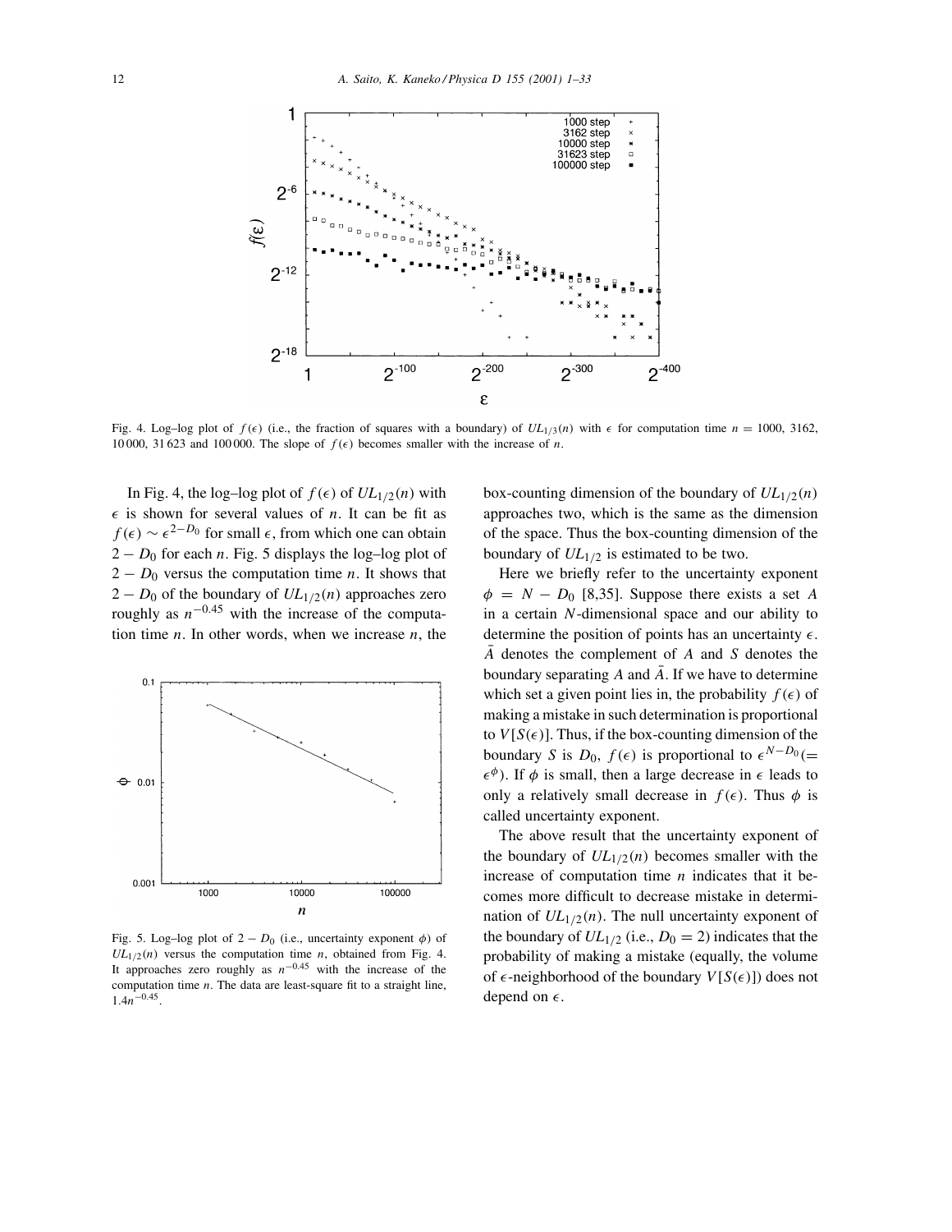Fig. 4. Log–log plot of $f(\epsilon)$ (i.e., the fraction of squares with a boundary) of $UL_{1/3}(n)$ with $\epsilon$ for computation time $n = 1000$, 3162, 10 000, 31 623 and 100 000. The slope of $f(\epsilon)$ becomes smaller with the increase of $n$.

In Fig. 4, the log–log plot of $f(\epsilon)$ of $UL_{1/2}(n)$ with $\epsilon$ is shown for several values of $n$. It can be fit as $f(\epsilon) \sim \epsilon^{2-D_0}$ for small $\epsilon$, from which one can obtain $2 - D_0$ for each $n$. Fig. 5 displays the log–log plot of $2 - D_0$ versus the computation time $n$. It shows that $2 - D_0$ of the boundary of $UL_{1/2}(n)$ approaches zero roughly as $n^{-0.45}$ with the increase of the computation time $n$. In other words, when we increase $n$, the box-counting dimension of the boundary of $UL_{1/2}(n)$ approaches two, which is the same as the dimension of the space. Thus the box-counting dimension of the boundary of $UL_{1/2}$ is estimated to be two.

Fig. 5. Log–log plot of $2 - D_0$ (i.e., uncertainty exponent $\phi$) of $UL_{1/2}(n)$ versus the computation time $n$, obtained from Fig. 4. It approaches zero roughly as $n^{-0.45}$ with the increase of the computation time $n$. The data are least-square fit to a straight line, $1.4n^{-0.45}$.

Here we briefly refer to the uncertainty exponent $\phi = N - D_0$ [8,35]. Suppose there exists a set $A$ in a certain $N$-dimensional space and our ability to determine the position of points has an uncertainty $\epsilon$. $\bar{A}$ denotes the complement of $A$ and $S$ denotes the boundary separating $A$ and $\bar{A}$. If we have to determine which set a given point lies in, the probability $f(\epsilon)$ of making a mistake in such determination is proportional to $V[S(\epsilon)]$. Thus, if the box-counting dimension of the boundary $S$ is $D_0$, $f(\epsilon)$ is proportional to $\epsilon^{N-D_0} (= \epsilon^{\phi})$. If $\phi$ is small, then a large decrease in $\epsilon$ leads to only a relatively small decrease in $f(\epsilon)$. Thus $\phi$ is called uncertainty exponent.

The above result that the uncertainty exponent of the boundary of $UL_{1/2}(n)$ becomes smaller with the increase of computation time $n$ indicates that it becomes more difficult to decrease mistake in determination of $UL_{1/2}(n)$. The null uncertainty exponent of the boundary of $UL_{1/2}$ (i.e., $D_0 = 2$) indicates that the probability of making a mistake (equally, the volume of $\epsilon$-neighborhood of the boundary $V[S(\epsilon)]$) does not depend on $\epsilon$.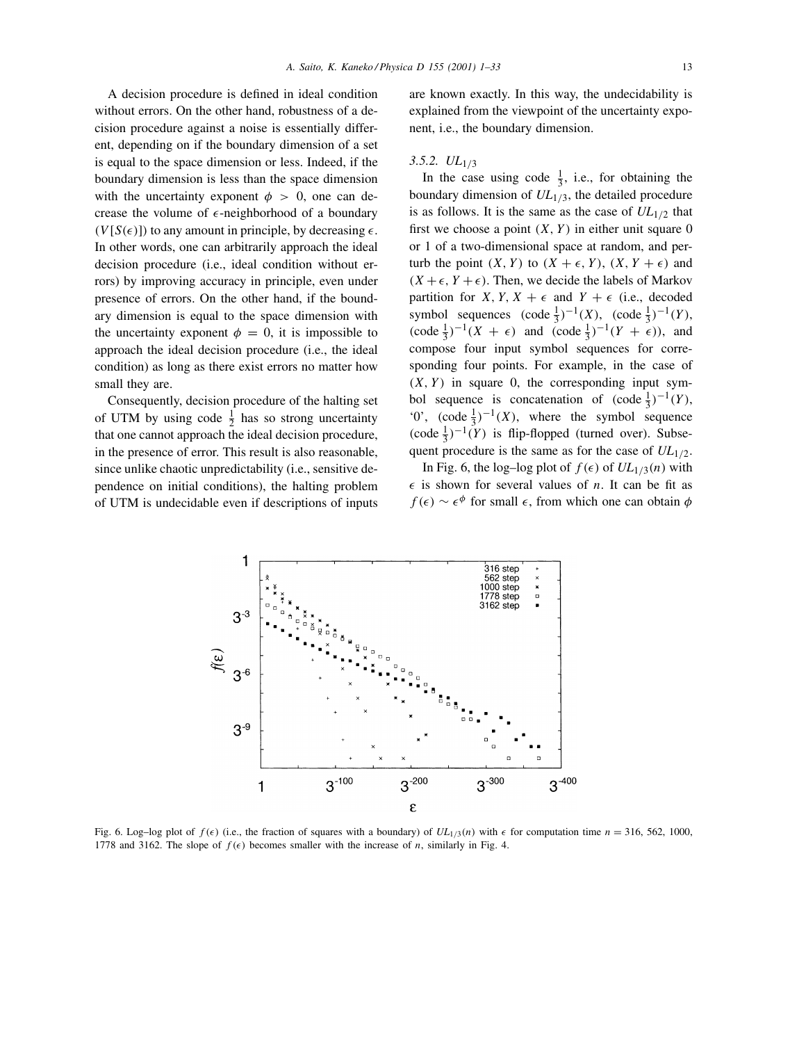A decision procedure is defined in ideal condition without errors. On the other hand, robustness of a decision procedure against a noise is essentially different, depending on if the boundary dimension of a set is equal to the space dimension or less. Indeed, if the boundary dimension is less than the space dimension with the uncertainty exponent $\phi > 0$, one can decrease the volume of $\epsilon$-neighborhood of a boundary ($V[S(\epsilon)]$) to any amount in principle, by decreasing $\epsilon$. In other words, one can arbitrarily approach the ideal decision procedure (i.e., ideal condition without errors) by improving accuracy in principle, even under presence of errors. On the other hand, if the boundary dimension is equal to the space dimension with the uncertainty exponent $\phi = 0$, it is impossible to approach the ideal decision procedure (i.e., the ideal condition) as long as there exist errors no matter how small they are.

Consequently, decision procedure of the halting set of UTM by using code $\frac{1}{2}$ has so strong uncertainty that one cannot approach the ideal decision procedure, in the presence of error. This result is also reasonable, since unlike chaotic unpredictability (i.e., sensitive dependence on initial conditions), the halting problem of UTM is undecidable even if descriptions of inputs are known exactly. In this way, the undecidability is explained from the viewpoint of the uncertainty exponent, i.e., the boundary dimension.

### 3.5.2. $UL_{1/3}$

In the case using code $\frac{1}{3}$, i.e., for obtaining the boundary dimension of $UL_{1/3}$, the detailed procedure is as follows. It is the same as the case of $UL_{1/2}$ that first we choose a point $(X, Y)$ in either unit square 0 or 1 of a two-dimensional space at random, and perturb the point $(X, Y)$ to $(X + \epsilon, Y)$, $(X, Y + \epsilon)$ and $(X + \epsilon, Y + \epsilon)$. Then, we decide the labels of Markov partition for $X, Y, X + \epsilon$ and $Y + \epsilon$ (i.e., decoded symbol sequences $(\text{code}\,\frac{1}{3})^{-1}(X)$, $(\text{code}\,\frac{1}{3})^{-1}(Y)$, $(\text{code}\,\frac{1}{3})^{-1}(X + \epsilon)$ and $(\text{code}\,\frac{1}{3})^{-1}(Y + \epsilon)$), and compose four input symbol sequences for corresponding four points. For example, in the case of $(X, Y)$ in square 0, the corresponding input symbol sequence is concatenation of $(\text{code}\,\frac{1}{3})^{-1}(Y)$, '0', $(\text{code}\,\frac{1}{3})^{-1}(X)$, where the symbol sequence $(\text{code}\,\frac{1}{3})^{-1}(Y)$ is flip-flopped (turned over). Subsequent procedure is the same as for the case of $UL_{1/2}$.

In Fig. 6, the log–log plot of $f(\epsilon)$ of $UL_{1/3}(n)$ with $\epsilon$ is shown for several values of $n$. It can be fit as $f(\epsilon) \sim \epsilon^{\phi}$ for small $\epsilon$, from which one can obtain $\phi$

Fig. 6. Log–log plot of $f(\epsilon)$ (i.e., the fraction of squares with a boundary) of $UL_{1/3}(n)$ with $\epsilon$ for computation time $n = 316$, 562, 1000, 1778 and 3162. The slope of $f(\epsilon)$ becomes smaller with the increase of $n$, similarly in Fig. 4.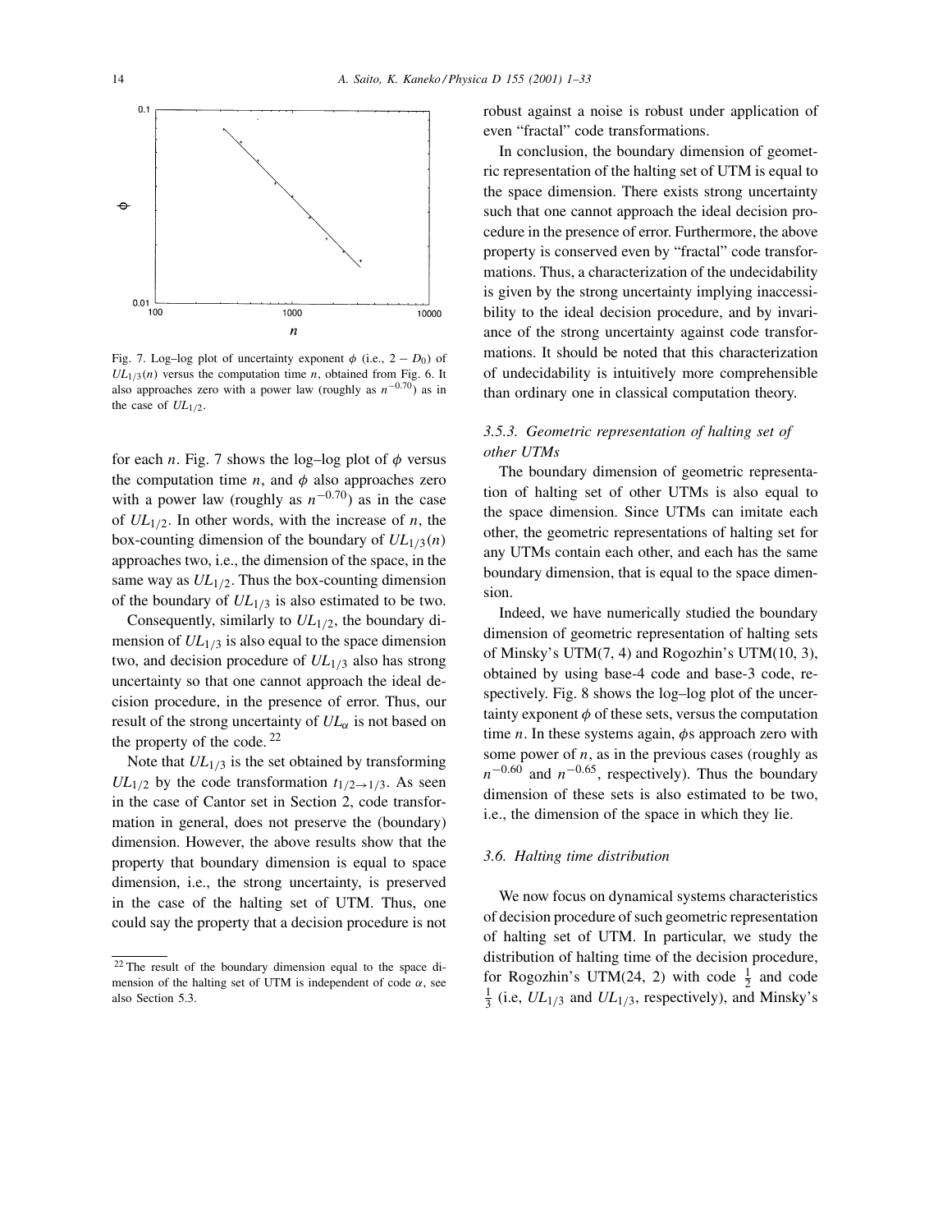Fig. 7. Log–log plot of uncertainty exponent $\phi$ (i.e., $2 - D_0$) of $UL_{1/3}(n)$ versus the computation time $n$, obtained from Fig. 6. It also approaches zero with a power law (roughly as $n^{-0.70}$) as in the case of $UL_{1/2}$.

for each $n$. Fig. 7 shows the log–log plot of $\phi$ versus the computation time $n$, and $\phi$ also approaches zero with a power law (roughly as $n^{-0.70}$) as in the case of $UL_{1/2}$. In other words, with the increase of $n$, the box-counting dimension of the boundary of $UL_{1/3}(n)$ approaches two, i.e., the dimension of the space, in the same way as $UL_{1/2}$. Thus the box-counting dimension of the boundary of $UL_{1/3}$ is also estimated to be two.

Consequently, similarly to $UL_{1/2}$, the boundary dimension of $UL_{1/3}$ is also equal to the space dimension two, and decision procedure of $UL_{1/3}$ also has strong uncertainty so that one cannot approach the ideal decision procedure, in the presence of error. Thus, our result of the strong uncertainty of $UL_\alpha$ is not based on the property of the code. [22]

Note that $UL_{1/3}$ is the set obtained by transforming $UL_{1/2}$ by the code transformation $t_{1/2\to1/3}$. As seen in the case of Cantor set in Section 2, code transformation in general, does not preserve the (boundary) dimension. However, the above results show that the property that boundary dimension is equal to space dimension, i.e., the strong uncertainty, is preserved in the case of the halting set of UTM. Thus, one could say the property that a decision procedure is not robust against a noise is robust under application of even "fractal" code transformations.

In conclusion, the boundary dimension of geometric representation of the halting set of UTM is equal to the space dimension. There exists strong uncertainty such that one cannot approach the ideal decision procedure in the presence of error. Furthermore, the above property is conserved even by "fractal" code transformations. Thus, a characterization of the undecidability is given by the strong uncertainty implying inaccessibility to the ideal decision procedure, and by invariance of the strong uncertainty against code transformations. It should be noted that this characterization of undecidability is intuitively more comprehensible than ordinary one in classical computation theory.

### 3.5.3. Geometric representation of halting set of other UTMs

The boundary dimension of geometric representation of halting set of other UTMs is also equal to the space dimension. Since UTMs can imitate each other, the geometric representations of halting set for any UTMs contain each other, and each has the same boundary dimension, that is equal to the space dimension.

Indeed, we have numerically studied the boundary dimension of geometric representation of halting sets of Minsky's UTM(7, 4) and Rogozhin's UTM(10, 3), obtained by using base-4 code and base-3 code, respectively. Fig. 8 shows the log–log plot of the uncertainty exponent $\phi$ of these sets, versus the computation time $n$. In these systems again, $\phi$s approach zero with some power of $n$, as in the previous cases (roughly as $n^{-0.60}$ and $n^{-0.65}$, respectively). Thus the boundary dimension of these sets is also estimated to be two, i.e., the dimension of the space in which they lie.

## 3.6. Halting time distribution

We now focus on dynamical systems characteristics of decision procedure of such geometric representation of halting set of UTM. In particular, we study the distribution of halting time of the decision procedure, for Rogozhin's UTM(24, 2) with code $\frac{1}{2}$ and code $\frac{1}{3}$ (i.e, $UL_{1/3}$ and $UL_{1/3}$, respectively), and Minsky's

[22] The result of the boundary dimension equal to the space dimension of the halting set of UTM is independent of code $\alpha$, see also Section 5.3.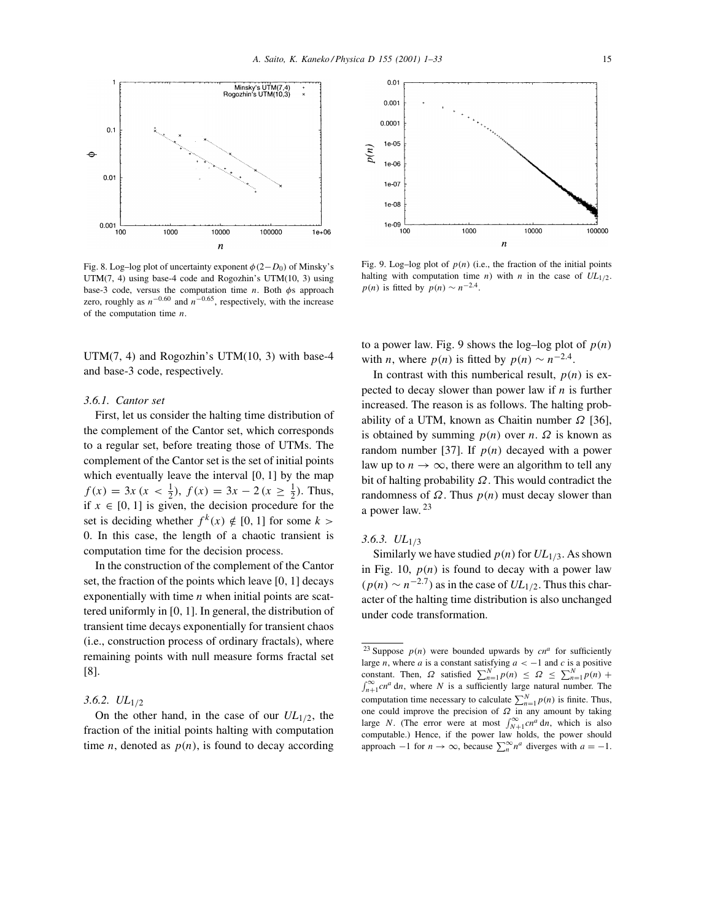Fig. 8. Log–log plot of uncertainty exponent $\phi\,(2-D_0)$ of Minsky's UTM(7, 4) using base-4 code and Rogozhin's UTM(10, 3) using base-3 code, versus the computation time $n$. Both $\phi$s approach zero, roughly as $n^{-0.60}$ and $n^{-0.65}$, respectively, with the increase of the computation time $n$.

Fig. 9. Log–log plot of $p(n)$ (i.e., the fraction of the initial points halting with computation time $n$) with $n$ in the case of $UL_{1/2}$. $p(n)$ is fitted by $p(n) \sim n^{-2.4}$.

UTM(7, 4) and Rogozhin's UTM(10, 3) with base-4 and base-3 code, respectively.

### 3.6.1. Cantor set

First, let us consider the halting time distribution of the complement of the Cantor set, which corresponds to a regular set, before treating those of UTMs. The complement of the Cantor set is the set of initial points which eventually leave the interval [0, 1] by the map $f(x) = 3x\ (x < \frac{1}{2})$, $f(x) = 3x - 2\ (x \geq \frac{1}{2})$. Thus, if $x \in [0, 1]$ is given, the decision procedure for the set is deciding whether $f^k(x) \notin [0, 1]$ for some $k > 0$. In this case, the length of a chaotic transient is computation time for the decision process.

In the construction of the complement of the Cantor set, the fraction of the points which leave [0, 1] decays exponentially with time $n$ when initial points are scattered uniformly in [0, 1]. In general, the distribution of transient time decays exponentially for transient chaos (i.e., construction process of ordinary fractals), where remaining points with null measure forms fractal set [8].

### 3.6.2. $UL_{1/2}$

On the other hand, in the case of our $UL_{1/2}$, the fraction of the initial points halting with computation time $n$, denoted as $p(n)$, is found to decay according to a power law. Fig. 9 shows the log–log plot of $p(n)$ with $n$, where $p(n)$ is fitted by $p(n) \sim n^{-2.4}$.

In contrast with this numberical result, $p(n)$ is expected to decay slower than power law if $n$ is further increased. The reason is as follows. The halting probability of a UTM, known as Chaitin number $\Omega$ [36], is obtained by summing $p(n)$ over $n$. $\Omega$ is known as random number [37]. If $p(n)$ decayed with a power law up to $n \to \infty$, there were an algorithm to tell any bit of halting probability $\Omega$. This would contradict the randomness of $\Omega$. Thus $p(n)$ must decay slower than a power law. [23]

### 3.6.3. $UL_{1/3}$

Similarly we have studied $p(n)$ for $UL_{1/3}$. As shown in Fig. 10, $p(n)$ is found to decay with a power law ($p(n) \sim n^{-2.7}$) as in the case of $UL_{1/2}$. Thus this character of the halting time distribution is also unchanged under code transformation.

---

[23] Suppose $p(n)$ were bounded upwards by $cn^a$ for sufficiently large $n$, where $a$ is a constant satisfying $a < -1$ and $c$ is a positive constant. Then, $\Omega$ satisfied $\sum_{n=1}^{N} p(n) \leq \Omega \leq \sum_{n=1}^{N} p(n) + \int_{n+1}^{\infty} cn^a\, dn$, where $N$ is a sufficiently large natural number. The computation time necessary to calculate $\sum_{n=1}^{N} p(n)$ is finite. Thus, one could improve the precision of $\Omega$ in any amount by taking large $N$. (The error were at most $\int_{N+1}^{\infty} cn^a\, dn$, which is also computable.) Hence, if the power law holds, the power should approach $-1$ for $n \to \infty$, because $\sum_{n}^{\infty} n^a$ diverges with $a = -1$.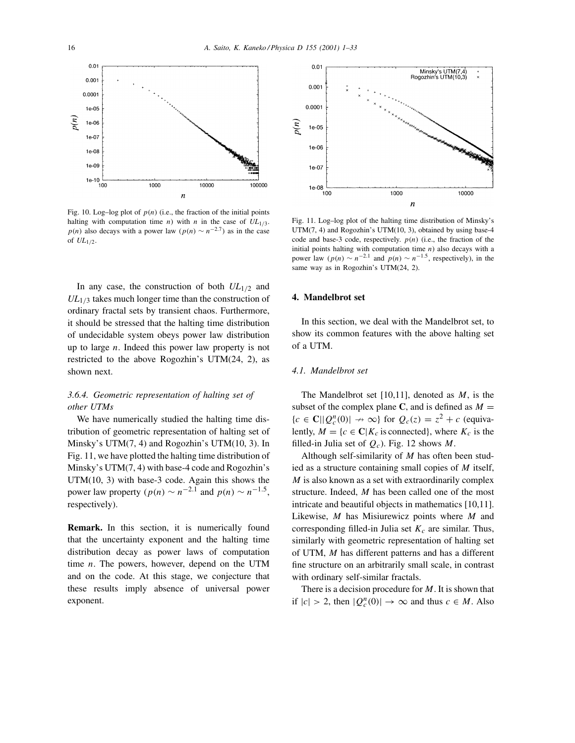Fig. 10. Log–log plot of $p(n)$ (i.e., the fraction of the initial points halting with computation time $n$) with $n$ in the case of $UL_{1/3}$. $p(n)$ also decays with a power law ($p(n) \sim n^{-2.7}$) as in the case of $UL_{1/2}$.

Fig. 11. Log–log plot of the halting time distribution of Minsky's UTM(7, 4) and Rogozhin's UTM(10, 3), obtained by using base-4 code and base-3 code, respectively. $p(n)$ (i.e., the fraction of the initial points halting with computation time $n$) also decays with a power law ($p(n) \sim n^{-2.1}$ and $p(n) \sim n^{-1.5}$, respectively), in the same way as in Rogozhin's UTM(24, 2).

In any case, the construction of both $UL_{1/2}$ and $UL_{1/3}$ takes much longer time than the construction of ordinary fractal sets by transient chaos. Furthermore, it should be stressed that the halting time distribution of undecidable system obeys power law distribution up to large $n$. Indeed this power law property is not restricted to the above Rogozhin's UTM(24, 2), as shown next.

### 3.6.4. Geometric representation of halting set of other UTMs

We have numerically studied the halting time distribution of geometric representation of halting set of Minsky's UTM(7, 4) and Rogozhin's UTM(10, 3). In Fig. 11, we have plotted the halting time distribution of Minsky's UTM(7, 4) with base-4 code and Rogozhin's UTM(10, 3) with base-3 code. Again this shows the power law property ($p(n) \sim n^{-2.1}$ and $p(n) \sim n^{-1.5}$, respectively).

**Remark.** In this section, it is numerically found that the uncertainty exponent and the halting time distribution decay as power laws of computation time $n$. The powers, however, depend on the UTM and on the code. At this stage, we conjecture that these results imply absence of universal power exponent.

## 4. Mandelbrot set

In this section, we deal with the Mandelbrot set, to show its common features with the above halting set of a UTM.

### 4.1. Mandelbrot set

The Mandelbrot set [10,11], denoted as $M$, is the subset of the complex plane $\mathbf{C}$, and is defined as $M = \{c \in \mathbf{C} | |Q_c^n(0)| \nrightarrow \infty\}$ for $Q_c(z) = z^2 + c$ (equivalently, $M = \{c \in \mathbf{C} | K_c \text{ is connected}\}$, where $K_c$ is the filled-in Julia set of $Q_c$). Fig. 12 shows $M$.

Although self-similarity of $M$ has often been studied as a structure containing small copies of $M$ itself, $M$ is also known as a set with extraordinarily complex structure. Indeed, $M$ has been called one of the most intricate and beautiful objects in mathematics [10,11]. Likewise, $M$ has Misiurewicz points where $M$ and corresponding filled-in Julia set $K_c$ are similar. Thus, similarly with geometric representation of halting set of UTM, $M$ has different patterns and has a different fine structure on an arbitrarily small scale, in contrast with ordinary self-similar fractals.

There is a decision procedure for $M$. It is shown that if $|c| > 2$, then $|Q_c^n(0)| \to \infty$ and thus $c \in M$. Also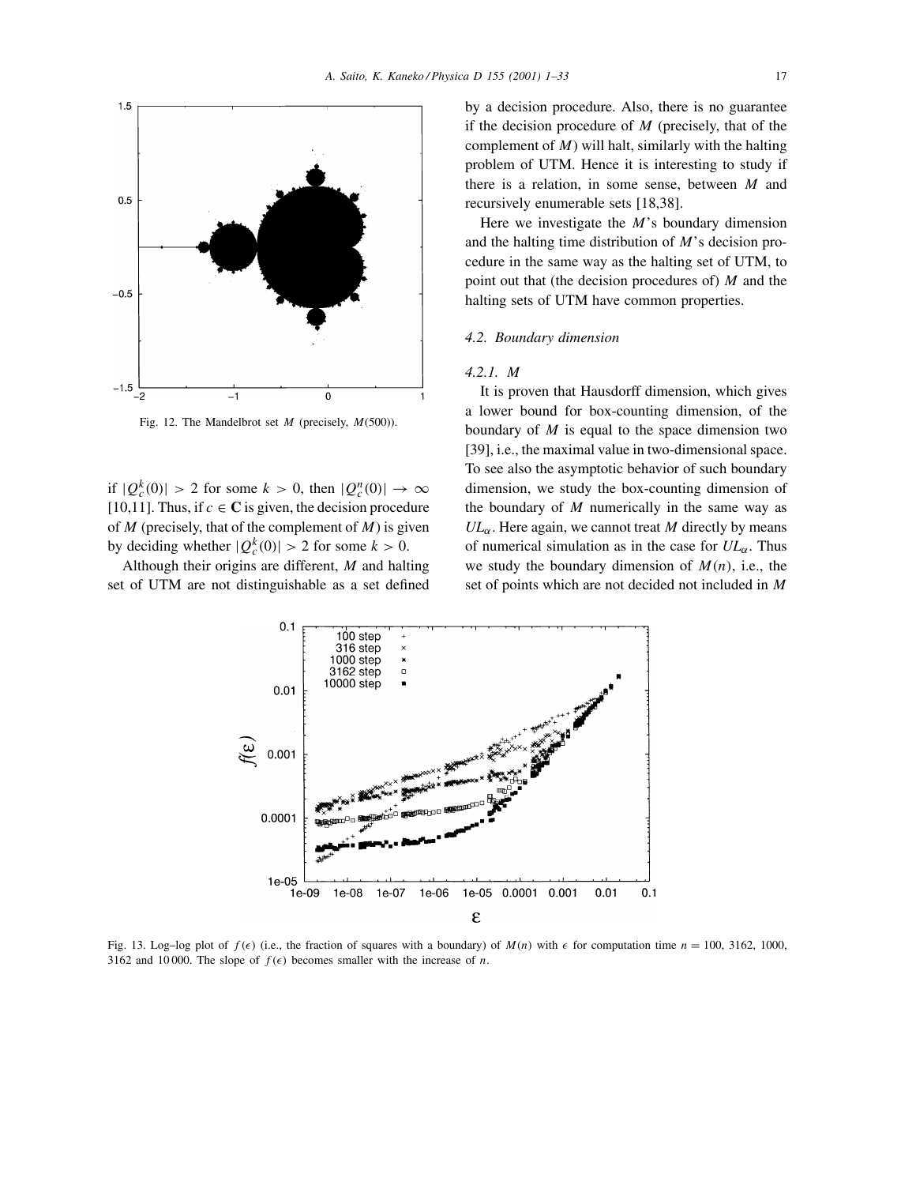Fig. 12. The Mandelbrot set $M$ (precisely, $M(500)$).

if $|Q_c^k(0)| > 2$ for some $k > 0$, then $|Q_c^n(0)| \to \infty$ [10,11]. Thus, if $c \in \mathbf{C}$ is given, the decision procedure of $M$ (precisely, that of the complement of $M$) is given by deciding whether $|Q_c^k(0)| > 2$ for some $k > 0$.

Although their origins are different, $M$ and halting set of UTM are not distinguishable as a set defined by a decision procedure. Also, there is no guarantee if the decision procedure of $M$ (precisely, that of the complement of $M$) will halt, similarly with the halting problem of UTM. Hence it is interesting to study if there is a relation, in some sense, between $M$ and recursively enumerable sets [18,38].

Here we investigate the $M$'s boundary dimension and the halting time distribution of $M$'s decision procedure in the same way as the halting set of UTM, to point out that (the decision procedures of) $M$ and the halting sets of UTM have common properties.

### 4.2. Boundary dimension

#### 4.2.1. M

It is proven that Hausdorff dimension, which gives a lower bound for box-counting dimension, of the boundary of $M$ is equal to the space dimension two [39], i.e., the maximal value in two-dimensional space. To see also the asymptotic behavior of such boundary dimension, we study the box-counting dimension of the boundary of $M$ numerically in the same way as $UL_\alpha$. Here again, we cannot treat $M$ directly by means of numerical simulation as in the case for $UL_\alpha$. Thus we study the boundary dimension of $M(n)$, i.e., the set of points which are not decided not included in $M$

Fig. 13. Log–log plot of $f(\epsilon)$ (i.e., the fraction of squares with a boundary) of $M(n)$ with $\epsilon$ for computation time $n = 100$, 3162, 1000, 3162 and 10 000. The slope of $f(\epsilon)$ becomes smaller with the increase of $n$.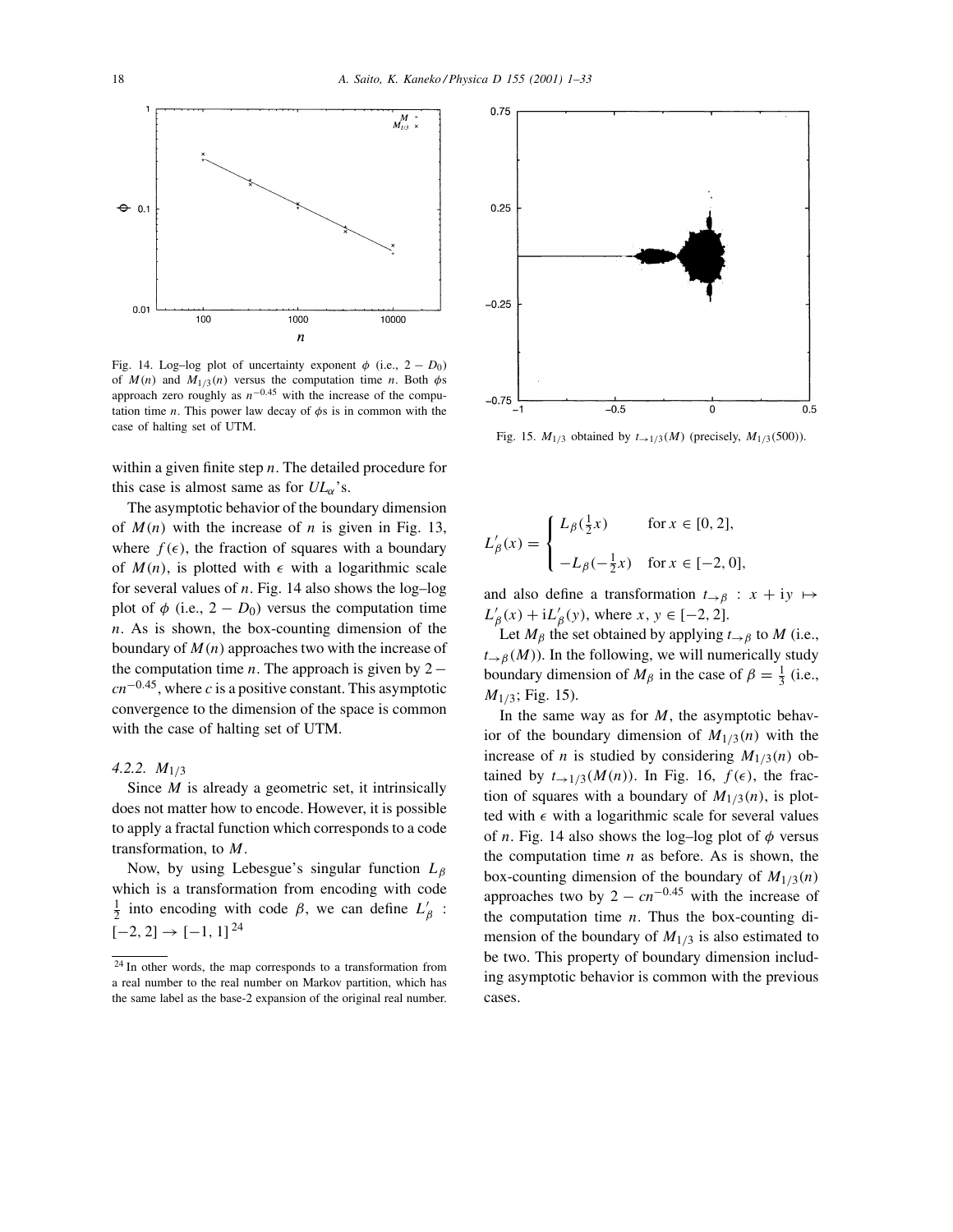Fig. 14. Log–log plot of uncertainty exponent $\phi$ (i.e., $2 - D_0$) of $M(n)$ and $M_{1/3}(n)$ versus the computation time $n$. Both $\phi$s approach zero roughly as $n^{-0.45}$ with the increase of the computation time $n$. This power law decay of $\phi$s is in common with the case of halting set of UTM.

Fig. 15. $M_{1/3}$ obtained by $t_{\to 1/3}(M)$ (precisely, $M_{1/3}(500)$).

within a given finite step $n$. The detailed procedure for this case is almost same as for $UL_\alpha$'s.

The asymptotic behavior of the boundary dimension of $M(n)$ with the increase of $n$ is given in Fig. 13, where $f(\epsilon)$, the fraction of squares with a boundary of $M(n)$, is plotted with $\epsilon$ with a logarithmic scale for several values of $n$. Fig. 14 also shows the log–log plot of $\phi$ (i.e., $2 - D_0$) versus the computation time $n$. As is shown, the box-counting dimension of the boundary of $M(n)$ approaches two with the increase of the computation time $n$. The approach is given by $2 - cn^{-0.45}$, where $c$ is a positive constant. This asymptotic convergence to the dimension of the space is common with the case of halting set of UTM.

#### 4.2.2. $M_{1/3}$

Since $M$ is already a geometric set, it intrinsically does not matter how to encode. However, it is possible to apply a fractal function which corresponds to a code transformation, to $M$.

Now, by using Lebesgue's singular function $L_\beta$ which is a transformation from encoding with code $\frac{1}{2}$ into encoding with code $\beta$, we can define $L'_\beta : [-2, 2] \to [-1, 1]$ [24]

$$L'_\beta(x) = \begin{cases} L_\beta(\frac{1}{2}x) & \text{for } x \in [0, 2], \\ -L_\beta(-\frac{1}{2}x) & \text{for } x \in [-2, 0], \end{cases}$$

and also define a transformation $t_{\to\beta} : x + \mathrm{i}y \mapsto L'_\beta(x) + \mathrm{i}L'_\beta(y)$, where $x, y \in [-2, 2]$.

Let $M_\beta$ the set obtained by applying $t_{\to\beta}$ to $M$ (i.e., $t_{\to\beta}(M)$). In the following, we will numerically study boundary dimension of $M_\beta$ in the case of $\beta = \frac{1}{3}$ (i.e., $M_{1/3}$; Fig. 15).

In the same way as for $M$, the asymptotic behavior of the boundary dimension of $M_{1/3}(n)$ with the increase of $n$ is studied by considering $M_{1/3}(n)$ obtained by $t_{\to 1/3}(M(n))$. In Fig. 16, $f(\epsilon)$, the fraction of squares with a boundary of $M_{1/3}(n)$, is plotted with $\epsilon$ with a logarithmic scale for several values of $n$. Fig. 14 also shows the log–log plot of $\phi$ versus the computation time $n$ as before. As is shown, the box-counting dimension of the boundary of $M_{1/3}(n)$ approaches two by $2 - cn^{-0.45}$ with the increase of the computation time $n$. Thus the box-counting dimension of the boundary of $M_{1/3}$ is also estimated to be two. This property of boundary dimension including asymptotic behavior is common with the previous cases.

[24] In other words, the map corresponds to a transformation from a real number to the real number on Markov partition, which has the same label as the base-2 expansion of the original real number.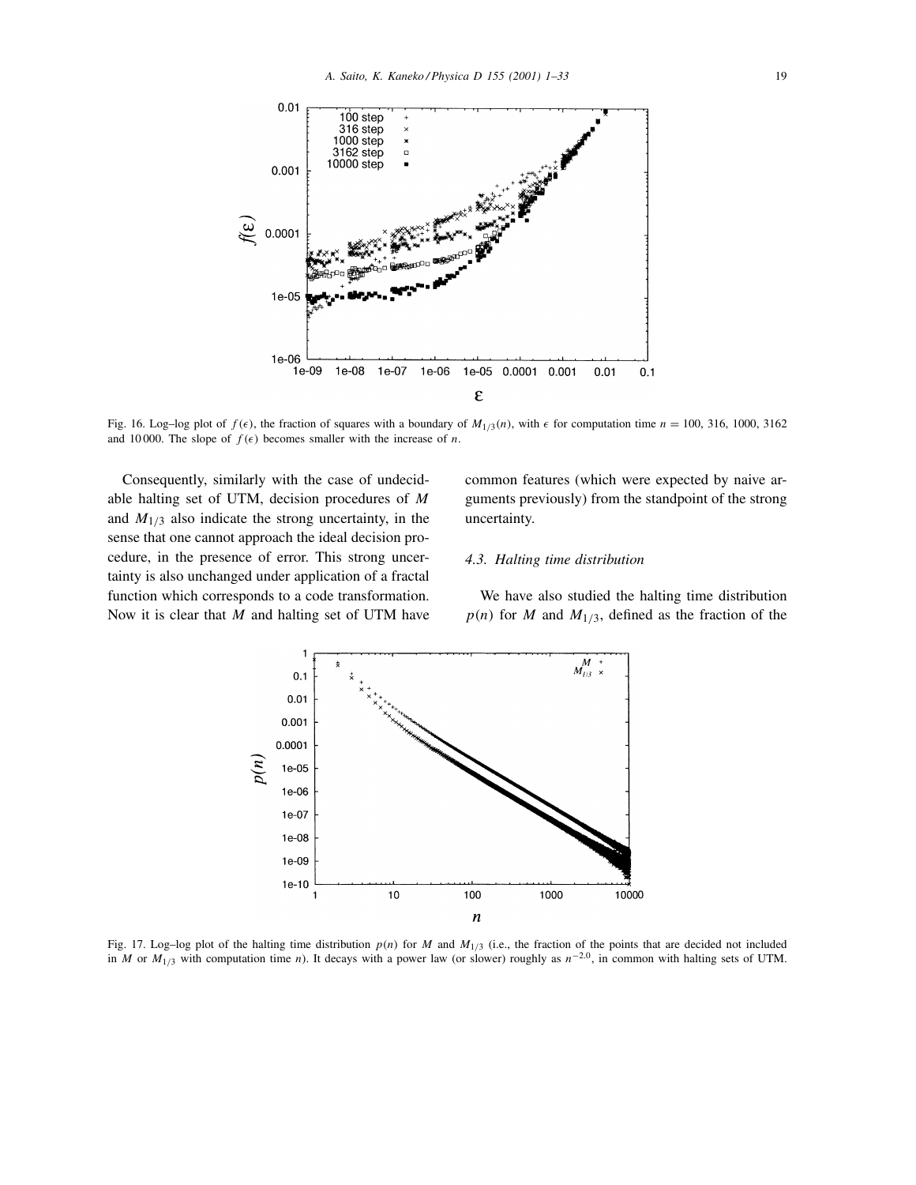Fig. 16. Log–log plot of $f(\epsilon)$, the fraction of squares with a boundary of $M_{1/3}(n)$, with $\epsilon$ for computation time $n = 100$, 316, 1000, 3162 and 10 000. The slope of $f(\epsilon)$ becomes smaller with the increase of $n$.

Consequently, similarly with the case of undecidable halting set of UTM, decision procedures of $M$ and $M_{1/3}$ also indicate the strong uncertainty, in the sense that one cannot approach the ideal decision procedure, in the presence of error. This strong uncertainty is also unchanged under application of a fractal function which corresponds to a code transformation. Now it is clear that $M$ and halting set of UTM have common features (which were expected by naive arguments previously) from the standpoint of the strong uncertainty.

### 4.3. Halting time distribution

We have also studied the halting time distribution $p(n)$ for $M$ and $M_{1/3}$, defined as the fraction of the

Fig. 17. Log–log plot of the halting time distribution $p(n)$ for $M$ and $M_{1/3}$ (i.e., the fraction of the points that are decided not included in $M$ or $M_{1/3}$ with computation time $n$). It decays with a power law (or slower) roughly as $n^{-2.0}$, in common with halting sets of UTM.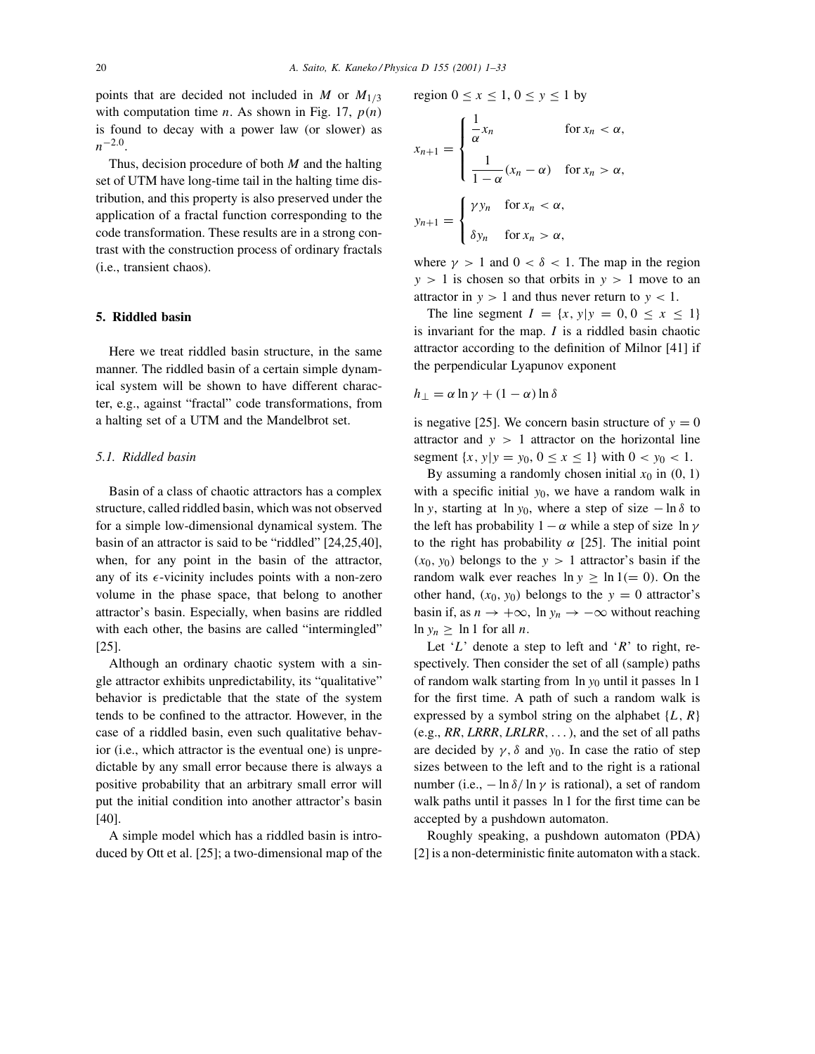points that are decided not included in $M$ or $M_{1/3}$ with computation time $n$. As shown in Fig. 17, $p(n)$ is found to decay with a power law (or slower) as $n^{-2.0}$.

Thus, decision procedure of both $M$ and the halting set of UTM have long-time tail in the halting time distribution, and this property is also preserved under the application of a fractal function corresponding to the code transformation. These results are in a strong contrast with the construction process of ordinary fractals (i.e., transient chaos).

## 5. Riddled basin

Here we treat riddled basin structure, in the same manner. The riddled basin of a certain simple dynamical system will be shown to have different character, e.g., against "fractal" code transformations, from a halting set of a UTM and the Mandelbrot set.

### 5.1. Riddled basin

Basin of a class of chaotic attractors has a complex structure, called riddled basin, which was not observed for a simple low-dimensional dynamical system. The basin of an attractor is said to be "riddled" [24,25,40], when, for any point in the basin of the attractor, any of its $\epsilon$-vicinity includes points with a non-zero volume in the phase space, that belong to another attractor's basin. Especially, when basins are riddled with each other, the basins are called "intermingled" [25].

Although an ordinary chaotic system with a single attractor exhibits unpredictability, its "qualitative" behavior is predictable that the state of the system tends to be confined to the attractor. However, in the case of a riddled basin, even such qualitative behavior (i.e., which attractor is the eventual one) is unpredictable by any small error because there is always a positive probability that an arbitrary small error will put the initial condition into another attractor's basin [40].

A simple model which has a riddled basin is introduced by Ott et al. [25]; a two-dimensional map of the region $0 \leq x \leq 1$, $0 \leq y \leq 1$ by

$$x_{n+1} = \begin{cases} \dfrac{1}{\alpha} x_n & \text{for } x_n < \alpha, \\[2ex] \dfrac{1}{1-\alpha}(x_n - \alpha) & \text{for } x_n > \alpha, \end{cases}$$

$$y_{n+1} = \begin{cases} \gamma y_n & \text{for } x_n < \alpha, \\[1ex] \delta y_n & \text{for } x_n > \alpha, \end{cases}$$

where $\gamma > 1$ and $0 < \delta < 1$. The map in the region $y > 1$ is chosen so that orbits in $y > 1$ move to an attractor in $y > 1$ and thus never return to $y < 1$.

The line segment $I = \{x, y | y = 0, 0 \leq x \leq 1\}$ is invariant for the map. $I$ is a riddled basin chaotic attractor according to the definition of Milnor [41] if the perpendicular Lyapunov exponent

$$h_{\perp} = \alpha \ln \gamma + (1 - \alpha) \ln \delta$$

is negative [25]. We concern basin structure of $y = 0$ attractor and $y > 1$ attractor on the horizontal line segment $\{x, y | y = y_0, 0 \leq x \leq 1\}$ with $0 < y_0 < 1$.

By assuming a randomly chosen initial $x_0$ in $(0, 1)$ with a specific initial $y_0$, we have a random walk in $\ln y$, starting at $\ln y_0$, where a step of size $-\ln \delta$ to the left has probability $1 - \alpha$ while a step of size $\ln \gamma$ to the right has probability $\alpha$ [25]. The initial point $(x_0, y_0)$ belongs to the $y > 1$ attractor's basin if the random walk ever reaches $\ln y \geq \ln 1 (= 0)$. On the other hand, $(x_0, y_0)$ belongs to the $y = 0$ attractor's basin if, as $n \to +\infty$, $\ln y_n \to -\infty$ without reaching $\ln y_n \geq \ln 1$ for all $n$.

Let '$L$' denote a step to left and '$R$' to right, respectively. Then consider the set of all (sample) paths of random walk starting from $\ln y_0$ until it passes $\ln 1$ for the first time. A path of such a random walk is expressed by a symbol string on the alphabet $\{L, R\}$ (e.g., *RR*, *LRRR*, *LRLRR*, ...), and the set of all paths are decided by $\gamma$, $\delta$ and $y_0$. In case the ratio of step sizes between to the left and to the right is a rational number (i.e., $-\ln \delta / \ln \gamma$ is rational), a set of random walk paths until it passes $\ln 1$ for the first time can be accepted by a pushdown automaton.

Roughly speaking, a pushdown automaton (PDA) [2] is a non-deterministic finite automaton with a stack.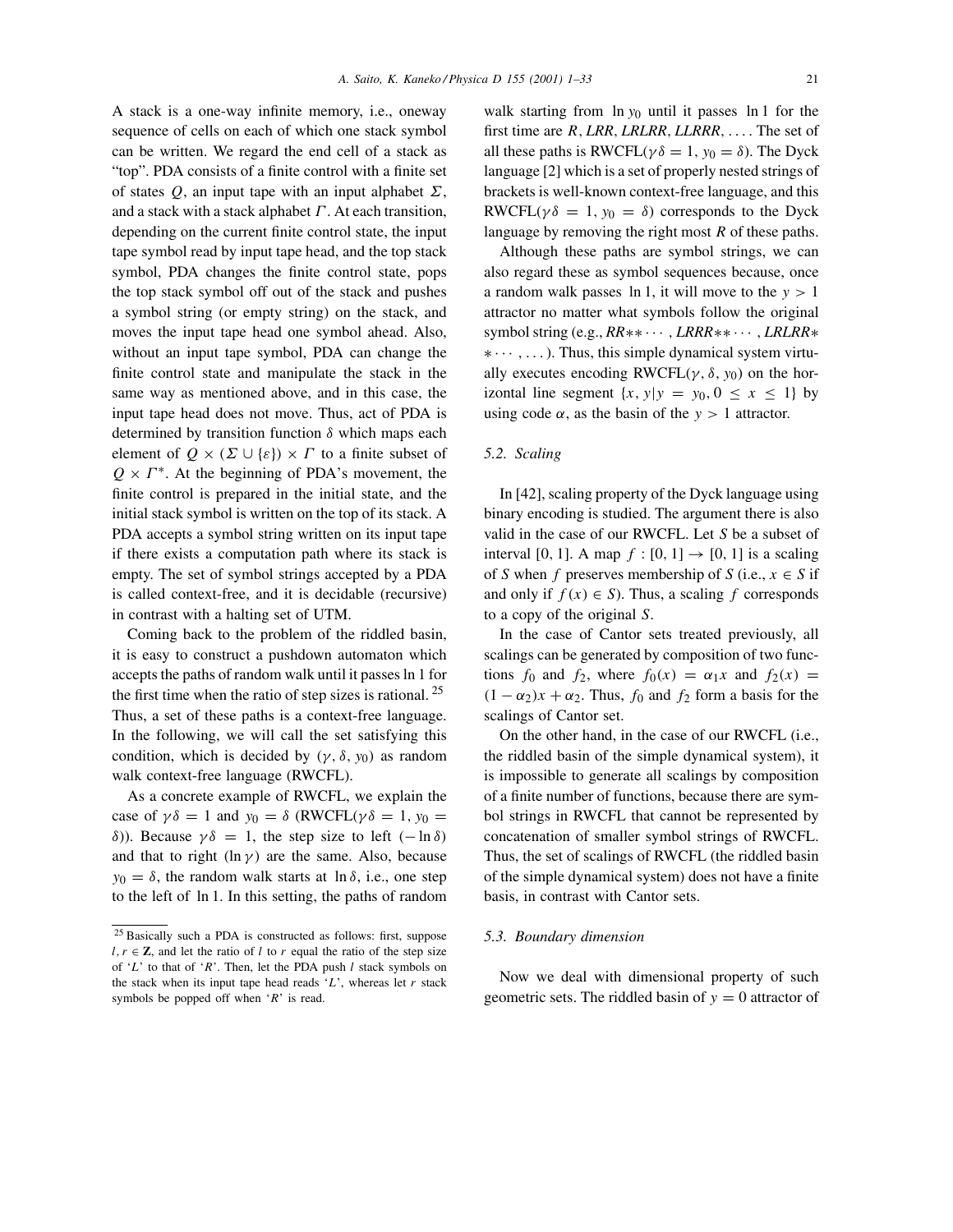A stack is a one-way infinite memory, i.e., oneway sequence of cells on each of which one stack symbol can be written. We regard the end cell of a stack as "top". PDA consists of a finite control with a finite set of states $Q$, an input tape with an input alphabet $\Sigma$, and a stack with a stack alphabet $\Gamma$. At each transition, depending on the current finite control state, the input tape symbol read by input tape head, and the top stack symbol, PDA changes the finite control state, pops the top stack symbol off out of the stack and pushes a symbol string (or empty string) on the stack, and moves the input tape head one symbol ahead. Also, without an input tape symbol, PDA can change the finite control state and manipulate the stack in the same way as mentioned above, and in this case, the input tape head does not move. Thus, act of PDA is determined by transition function $\delta$ which maps each element of $Q \times (\Sigma \cup \{\varepsilon\}) \times \Gamma$ to a finite subset of $Q \times \Gamma^*$. At the beginning of PDA's movement, the finite control is prepared in the initial state, and the initial stack symbol is written on the top of its stack. A PDA accepts a symbol string written on its input tape if there exists a computation path where its stack is empty. The set of symbol strings accepted by a PDA is called context-free, and it is decidable (recursive) in contrast with a halting set of UTM.

Coming back to the problem of the riddled basin, it is easy to construct a pushdown automaton which accepts the paths of random walk until it passes ln 1 for the first time when the ratio of step sizes is rational.[25] Thus, a set of these paths is a context-free language. In the following, we will call the set satisfying this condition, which is decided by $(\gamma, \delta, y_0)$ as random walk context-free language (RWCFL).

As a concrete example of RWCFL, we explain the case of $\gamma\delta = 1$ and $y_0 = \delta$ (RWCFL($\gamma\delta = 1$, $y_0 = \delta$)). Because $\gamma\delta = 1$, the step size to left ($-\ln\delta$) and that to right ($\ln\gamma$) are the same. Also, because $y_0 = \delta$, the random walk starts at $\ln\delta$, i.e., one step to the left of ln 1. In this setting, the paths of random walk starting from $\ln y_0$ until it passes ln 1 for the first time are *R*, *LRR*, *LRLRR*, *LLRRR*, .... The set of all these paths is RWCFL($\gamma\delta = 1$, $y_0 = \delta$). The Dyck language [2] which is a set of properly nested strings of brackets is well-known context-free language, and this RWCFL($\gamma\delta = 1$, $y_0 = \delta$) corresponds to the Dyck language by removing the right most *R* of these paths.

Although these paths are symbol strings, we can also regard these as symbol sequences because, once a random walk passes ln 1, it will move to the $y > 1$ attractor no matter what symbols follow the original symbol string (e.g., *RR*∗∗ ⋯ , *LRRR*∗∗ ⋯ , *LRLRR*∗ ∗ ⋯ , ... ). Thus, this simple dynamical system virtually executes encoding RWCFL($\gamma$, $\delta$, $y_0$) on the horizontal line segment $\{x, y | y = y_0, 0 \le x \le 1\}$ by using code $\alpha$, as the basin of the $y > 1$ attractor.

### 5.2. Scaling

In [42], scaling property of the Dyck language using binary encoding is studied. The argument there is also valid in the case of our RWCFL. Let $S$ be a subset of interval [0, 1]. A map $f : [0, 1] \to [0, 1]$ is a scaling of $S$ when $f$ preserves membership of $S$ (i.e., $x \in S$ if and only if $f(x) \in S$). Thus, a scaling $f$ corresponds to a copy of the original $S$.

In the case of Cantor sets treated previously, all scalings can be generated by composition of two functions $f_0$ and $f_2$, where $f_0(x) = \alpha_1 x$ and $f_2(x) = (1 - \alpha_2)x + \alpha_2$. Thus, $f_0$ and $f_2$ form a basis for the scalings of Cantor set.

On the other hand, in the case of our RWCFL (i.e., the riddled basin of the simple dynamical system), it is impossible to generate all scalings by composition of a finite number of functions, because there are symbol strings in RWCFL that cannot be represented by concatenation of smaller symbol strings of RWCFL. Thus, the set of scalings of RWCFL (the riddled basin of the simple dynamical system) does not have a finite basis, in contrast with Cantor sets.

### 5.3. Boundary dimension

Now we deal with dimensional property of such geometric sets. The riddled basin of $y = 0$ attractor of

[25] Basically such a PDA is constructed as follows: first, suppose $l, r \in \mathbf{Z}$, and let the ratio of $l$ to $r$ equal the ratio of the step size of '*L*' to that of '*R*'. Then, let the PDA push $l$ stack symbols on the stack when its input tape head reads '*L*', whereas let $r$ stack symbols be popped off when '*R*' is read.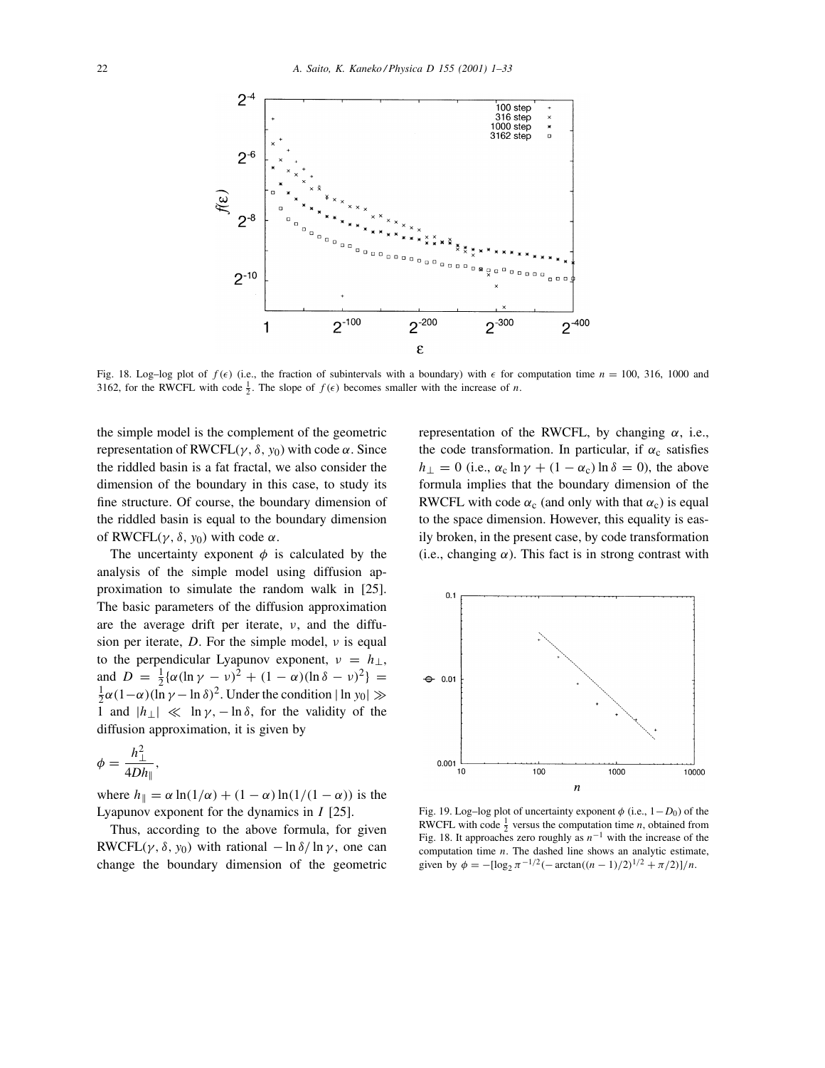Fig. 18. Log–log plot of $f(\epsilon)$ (i.e., the fraction of subintervals with a boundary) with $\epsilon$ for computation time $n = 100$, 316, 1000 and 3162, for the RWCFL with code $\frac{1}{2}$. The slope of $f(\epsilon)$ becomes smaller with the increase of $n$.

the simple model is the complement of the geometric representation of RWCFL($\gamma$, $\delta$, $y_0$) with code $\alpha$. Since the riddled basin is a fat fractal, we also consider the dimension of the boundary in this case, to study its fine structure. Of course, the boundary dimension of the riddled basin is equal to the boundary dimension of RWCFL($\gamma$, $\delta$, $y_0$) with code $\alpha$.

The uncertainty exponent $\phi$ is calculated by the analysis of the simple model using diffusion approximation to simulate the random walk in [25]. The basic parameters of the diffusion approximation are the average drift per iterate, $\nu$, and the diffusion per iterate, $D$. For the simple model, $\nu$ is equal to the perpendicular Lyapunov exponent, $\nu = h_{\perp}$, and $D = \frac{1}{2}\{\alpha(\ln\gamma - \nu)^2 + (1-\alpha)(\ln\delta - \nu)^2\} = \frac{1}{2}\alpha(1-\alpha)(\ln\gamma - \ln\delta)^2$. Under the condition $|\ln y_0| \gg 1$ and $|h_{\perp}| \ll \ln\gamma, -\ln\delta$, for the validity of the diffusion approximation, it is given by

$$\phi = \frac{h_{\perp}^2}{4Dh_{\parallel}},$$

where $h_{\parallel} = \alpha\ln(1/\alpha) + (1-\alpha)\ln(1/(1-\alpha))$ is the Lyapunov exponent for the dynamics in $I$ [25].

Thus, according to the above formula, for given RWCFL($\gamma$, $\delta$, $y_0$) with rational $-\ln\delta/\ln\gamma$, one can change the boundary dimension of the geometric representation of the RWCFL, by changing $\alpha$, i.e., the code transformation. In particular, if $\alpha_c$ satisfies $h_{\perp} = 0$ (i.e., $\alpha_c\ln\gamma + (1-\alpha_c)\ln\delta = 0$), the above formula implies that the boundary dimension of the RWCFL with code $\alpha_c$ (and only with that $\alpha_c$) is equal to the space dimension. However, this equality is easily broken, in the present case, by code transformation (i.e., changing $\alpha$). This fact is in strong contrast with

Fig. 19. Log–log plot of uncertainty exponent $\phi$ (i.e., $1-D_0$) of the RWCFL with code $\frac{1}{2}$ versus the computation time $n$, obtained from Fig. 18. It approaches zero roughly as $n^{-1}$ with the increase of the computation time $n$. The dashed line shows an analytic estimate, given by $\phi = -[\log_2 \pi^{-1/2}(-\arctan((n-1)/2)^{1/2} + \pi/2)]/n$.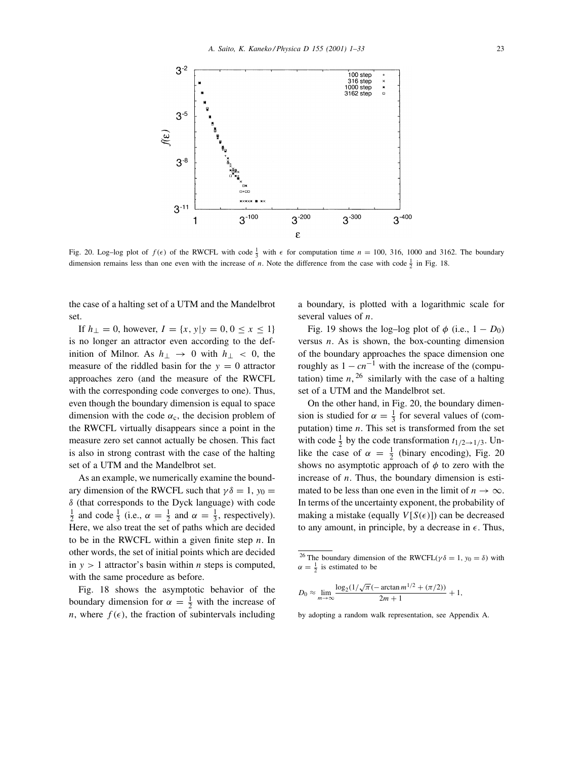Fig. 20. Log–log plot of $f(\epsilon)$ of the RWCFL with code $\frac{1}{3}$ with $\epsilon$ for computation time $n = 100$, 316, 1000 and 3162. The boundary dimension remains less than one even with the increase of $n$. Note the difference from the case with code $\frac{1}{2}$ in Fig. 18.

the case of a halting set of a UTM and the Mandelbrot set.

If $h_\perp = 0$, however, $I = \{x, y | y = 0, 0 \le x \le 1\}$ is no longer an attractor even according to the definition of Milnor. As $h_\perp \to 0$ with $h_\perp < 0$, the measure of the riddled basin for the $y = 0$ attractor approaches zero (and the measure of the RWCFL with the corresponding code converges to one). Thus, even though the boundary dimension is equal to space dimension with the code $\alpha_c$, the decision problem of the RWCFL virtually disappears since a point in the measure zero set cannot actually be chosen. This fact is also in strong contrast with the case of the halting set of a UTM and the Mandelbrot set.

As an example, we numerically examine the boundary dimension of the RWCFL such that $\gamma\delta = 1$, $y_0 = \delta$ (that corresponds to the Dyck language) with code $\frac{1}{2}$ and code $\frac{1}{3}$ (i.e., $\alpha = \frac{1}{2}$ and $\alpha = \frac{1}{3}$, respectively). Here, we also treat the set of paths which are decided to be in the RWCFL within a given finite step $n$. In other words, the set of initial points which are decided in $y > 1$ attractor's basin within $n$ steps is computed, with the same procedure as before.

Fig. 18 shows the asymptotic behavior of the boundary dimension for $\alpha = \frac{1}{2}$ with the increase of $n$, where $f(\epsilon)$, the fraction of subintervals including a boundary, is plotted with a logarithmic scale for several values of $n$.

Fig. 19 shows the log–log plot of $\phi$ (i.e., $1 - D_0$) versus $n$. As is shown, the box-counting dimension of the boundary approaches the space dimension one roughly as $1 - cn^{-1}$ with the increase of the (computation) time $n$,[26] similarly with the case of a halting set of a UTM and the Mandelbrot set.

On the other hand, in Fig. 20, the boundary dimension is studied for $\alpha = \frac{1}{3}$ for several values of (computation) time $n$. This set is transformed from the set with code $\frac{1}{2}$ by the code transformation $t_{1/2 \to 1/3}$. Unlike the case of $\alpha = \frac{1}{2}$ (binary encoding), Fig. 20 shows no asymptotic approach of $\phi$ to zero with the increase of $n$. Thus, the boundary dimension is estimated to be less than one even in the limit of $n \to \infty$. In terms of the uncertainty exponent, the probability of making a mistake (equally $V[S(\epsilon)]$) can be decreased to any amount, in principle, by a decrease in $\epsilon$. Thus,

---

[26] The boundary dimension of the RWCFL($\gamma\delta = 1$, $y_0 = \delta$) with $\alpha = \frac{1}{2}$ is estimated to be

$$D_0 \approx \lim_{m \to \infty} \frac{\log_2(1/\sqrt{\pi}(-\arctan m^{1/2} + (\pi/2))}{2m + 1} + 1,$$

by adopting a random walk representation, see Appendix A.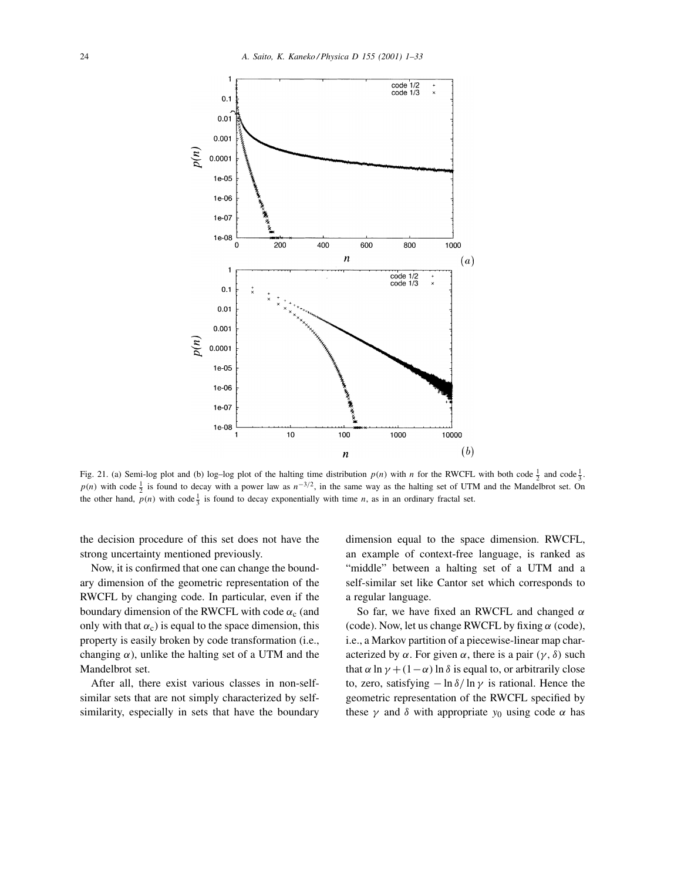Fig. 21. (a) Semi-log plot and (b) log–log plot of the halting time distribution $p(n)$ with $n$ for the RWCFL with both code $\frac{1}{2}$ and code $\frac{1}{3}$. $p(n)$ with code $\frac{1}{2}$ is found to decay with a power law as $n^{-3/2}$, in the same way as the halting set of UTM and the Mandelbrot set. On the other hand, $p(n)$ with code $\frac{1}{3}$ is found to decay exponentially with time $n$, as in an ordinary fractal set.

the decision procedure of this set does not have the strong uncertainty mentioned previously.

Now, it is confirmed that one can change the boundary dimension of the geometric representation of the RWCFL by changing code. In particular, even if the boundary dimension of the RWCFL with code $\alpha_c$ (and only with that $\alpha_c$) is equal to the space dimension, this property is easily broken by code transformation (i.e., changing $\alpha$), unlike the halting set of a UTM and the Mandelbrot set.

After all, there exist various classes in non-self-similar sets that are not simply characterized by self-similarity, especially in sets that have the boundary dimension equal to the space dimension. RWCFL, an example of context-free language, is ranked as "middle" between a halting set of a UTM and a self-similar set like Cantor set which corresponds to a regular language.

So far, we have fixed an RWCFL and changed $\alpha$ (code). Now, let us change RWCFL by fixing $\alpha$ (code), i.e., a Markov partition of a piecewise-linear map characterized by $\alpha$. For given $\alpha$, there is a pair $(\gamma, \delta)$ such that $\alpha \ln \gamma + (1-\alpha) \ln \delta$ is equal to, or arbitrarily close to, zero, satisfying $-\ln \delta / \ln \gamma$ is rational. Hence the geometric representation of the RWCFL specified by these $\gamma$ and $\delta$ with appropriate $y_0$ using code $\alpha$ has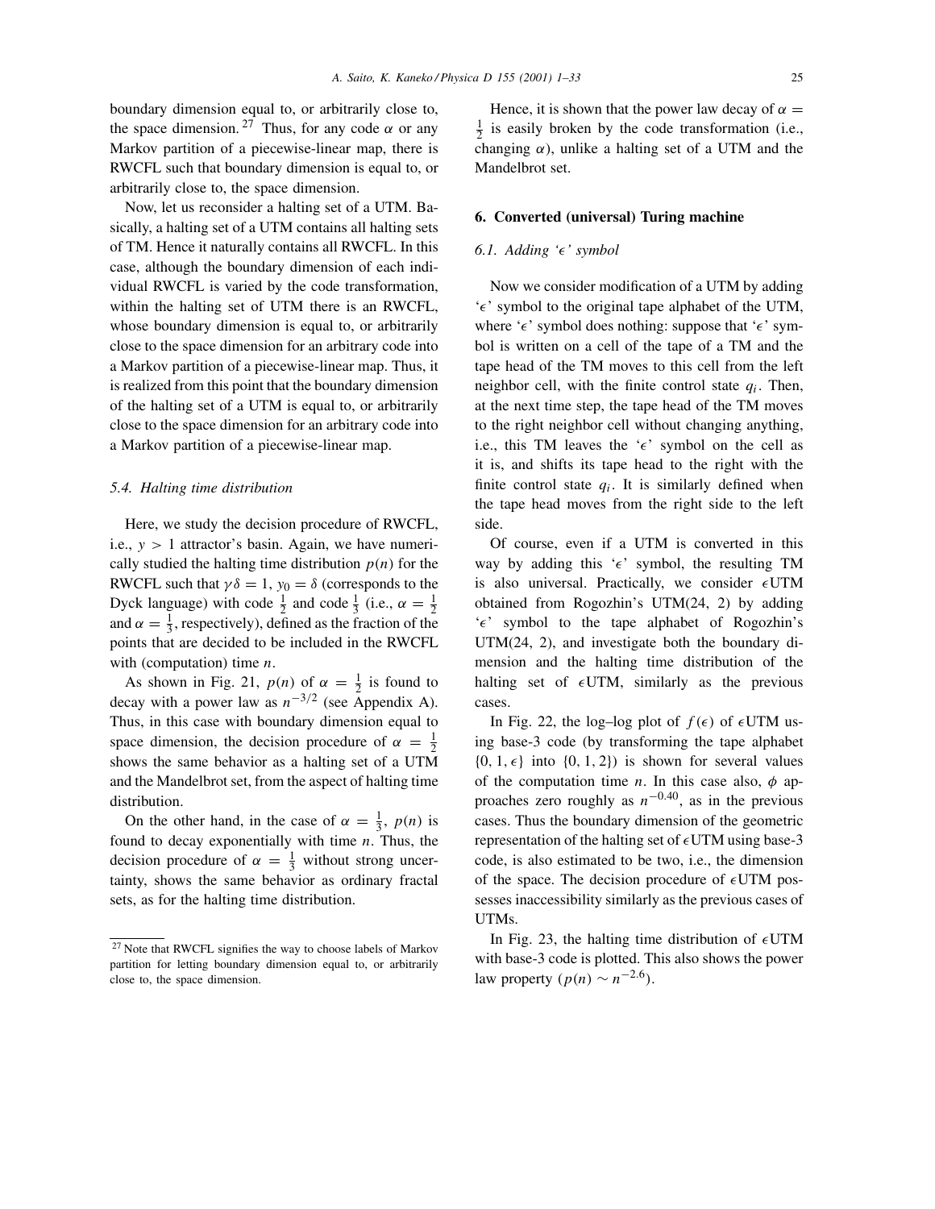boundary dimension equal to, or arbitrarily close to, the space dimension.[27] Thus, for any code $\alpha$ or any Markov partition of a piecewise-linear map, there is RWCFL such that boundary dimension is equal to, or arbitrarily close to, the space dimension.

Now, let us reconsider a halting set of a UTM. Basically, a halting set of a UTM contains all halting sets of TM. Hence it naturally contains all RWCFL. In this case, although the boundary dimension of each individual RWCFL is varied by the code transformation, within the halting set of UTM there is an RWCFL, whose boundary dimension is equal to, or arbitrarily close to the space dimension for an arbitrary code into a Markov partition of a piecewise-linear map. Thus, it is realized from this point that the boundary dimension of the halting set of a UTM is equal to, or arbitrarily close to the space dimension for an arbitrary code into a Markov partition of a piecewise-linear map.

### 5.4. Halting time distribution

Here, we study the decision procedure of RWCFL, i.e., $y > 1$ attractor's basin. Again, we have numerically studied the halting time distribution $p(n)$ for the RWCFL such that $\gamma\delta = 1$, $y_0 = \delta$ (corresponds to the Dyck language) with code $\frac{1}{2}$ and code $\frac{1}{3}$ (i.e., $\alpha = \frac{1}{2}$ and $\alpha = \frac{1}{3}$, respectively), defined as the fraction of the points that are decided to be included in the RWCFL with (computation) time $n$.

As shown in Fig. 21, $p(n)$ of $\alpha = \frac{1}{2}$ is found to decay with a power law as $n^{-3/2}$ (see Appendix A). Thus, in this case with boundary dimension equal to space dimension, the decision procedure of $\alpha = \frac{1}{2}$ shows the same behavior as a halting set of a UTM and the Mandelbrot set, from the aspect of halting time distribution.

On the other hand, in the case of $\alpha = \frac{1}{3}$, $p(n)$ is found to decay exponentially with time $n$. Thus, the decision procedure of $\alpha = \frac{1}{3}$ without strong uncertainty, shows the same behavior as ordinary fractal sets, as for the halting time distribution.

[27] Note that RWCFL signifies the way to choose labels of Markov partition for letting boundary dimension equal to, or arbitrarily close to, the space dimension.

Hence, it is shown that the power law decay of $\alpha = \frac{1}{2}$ is easily broken by the code transformation (i.e., changing $\alpha$), unlike a halting set of a UTM and the Mandelbrot set.

## 6. Converted (universal) Turing machine

### 6.1. Adding '$\epsilon$' symbol

Now we consider modification of a UTM by adding '$\epsilon$' symbol to the original tape alphabet of the UTM, where '$\epsilon$' symbol does nothing: suppose that '$\epsilon$' symbol is written on a cell of the tape of a TM and the tape head of the TM moves to this cell from the left neighbor cell, with the finite control state $q_i$. Then, at the next time step, the tape head of the TM moves to the right neighbor cell without changing anything, i.e., this TM leaves the '$\epsilon$' symbol on the cell as it is, and shifts its tape head to the right with the finite control state $q_i$. It is similarly defined when the tape head moves from the right side to the left side.

Of course, even if a UTM is converted in this way by adding this '$\epsilon$' symbol, the resulting TM is also universal. Practically, we consider $\epsilon$UTM obtained from Rogozhin's UTM(24, 2) by adding '$\epsilon$' symbol to the tape alphabet of Rogozhin's UTM(24, 2), and investigate both the boundary dimension and the halting time distribution of the halting set of $\epsilon$UTM, similarly as the previous cases.

In Fig. 22, the log–log plot of $f(\epsilon)$ of $\epsilon$UTM using base-3 code (by transforming the tape alphabet $\{0, 1, \epsilon\}$ into $\{0, 1, 2\}$) is shown for several values of the computation time $n$. In this case also, $\phi$ approaches zero roughly as $n^{-0.40}$, as in the previous cases. Thus the boundary dimension of the geometric representation of the halting set of $\epsilon$UTM using base-3 code, is also estimated to be two, i.e., the dimension of the space. The decision procedure of $\epsilon$UTM possesses inaccessibility similarly as the previous cases of UTMs.

In Fig. 23, the halting time distribution of $\epsilon$UTM with base-3 code is plotted. This also shows the power law property ($p(n) \sim n^{-2.6}$).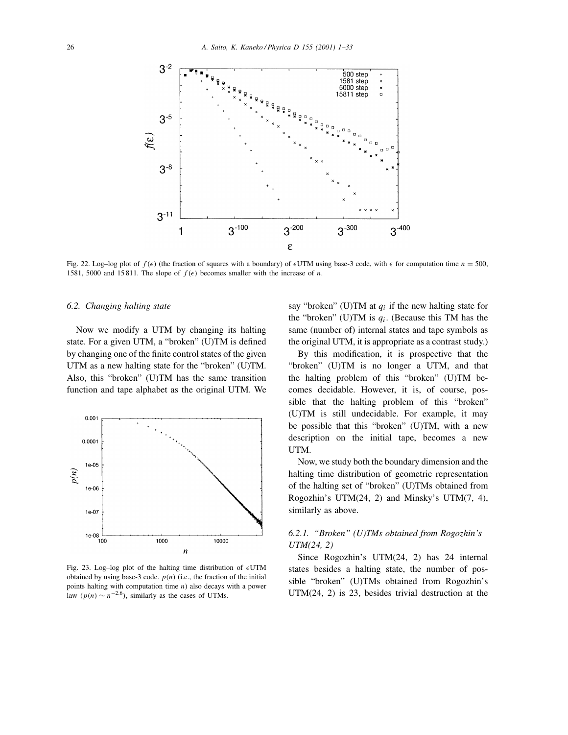Fig. 22. Log–log plot of $f(\epsilon)$ (the fraction of squares with a boundary) of $\epsilon$UTM using base-3 code, with $\epsilon$ for computation time $n = 500$, 1581, 5000 and 15 811. The slope of $f(\epsilon)$ becomes smaller with the increase of $n$.

Fig. 23. Log–log plot of the halting time distribution of $\epsilon$UTM obtained by using base-3 code. $p(n)$ (i.e., the fraction of the initial points halting with computation time $n$) also decays with a power law ($p(n) \sim n^{-2.6}$), similarly as the cases of UTMs.

### 6.2. Changing halting state

Now we modify a UTM by changing its halting state. For a given UTM, a "broken" (U)TM is defined by changing one of the finite control states of the given UTM as a new halting state for the "broken" (U)TM. Also, this "broken" (U)TM has the same transition function and tape alphabet as the original UTM. We say "broken" (U)TM at $q_i$ if the new halting state for the "broken" (U)TM is $q_i$. (Because this TM has the same (number of) internal states and tape symbols as the original UTM, it is appropriate as a contrast study.)

By this modification, it is prospective that the "broken" (U)TM is no longer a UTM, and that the halting problem of this "broken" (U)TM becomes decidable. However, it is, of course, possible that the halting problem of this "broken" (U)TM is still undecidable. For example, it may be possible that this "broken" (U)TM, with a new description on the initial tape, becomes a new UTM.

Now, we study both the boundary dimension and the halting time distribution of geometric representation of the halting set of "broken" (U)TMs obtained from Rogozhin's UTM(24, 2) and Minsky's UTM(7, 4), similarly as above.

#### 6.2.1. "Broken" (U)TMs obtained from Rogozhin's UTM(24, 2)

Since Rogozhin's UTM(24, 2) has 24 internal states besides a halting state, the number of possible "broken" (U)TMs obtained from Rogozhin's UTM(24, 2) is 23, besides trivial destruction at the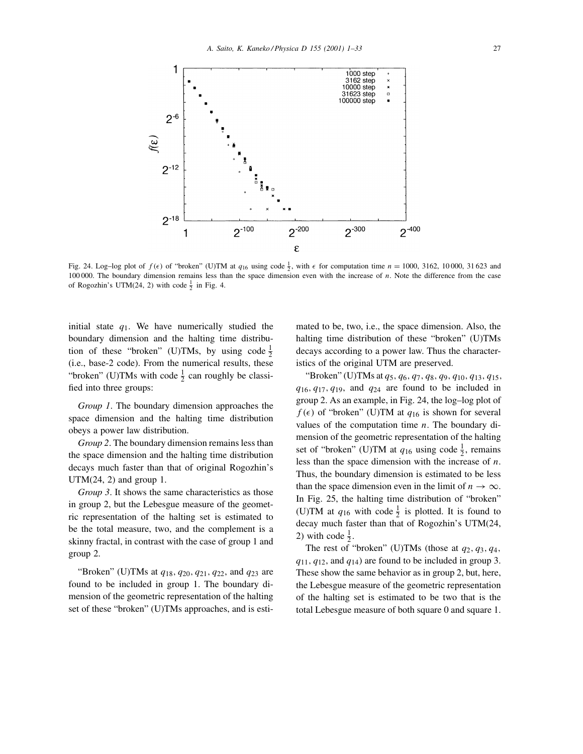Fig. 24. Log–log plot of $f(\epsilon)$ of "broken" (U)TM at $q_{16}$ using code $\frac{1}{2}$, with $\epsilon$ for computation time $n = 1000$, 3162, 10 000, 31 623 and 100 000. The boundary dimension remains less than the space dimension even with the increase of $n$. Note the difference from the case of Rogozhin's UTM(24, 2) with code $\frac{1}{2}$ in Fig. 4.

initial state $q_1$. We have numerically studied the boundary dimension and the halting time distribution of these "broken" (U)TMs, by using code $\frac{1}{2}$ (i.e., base-2 code). From the numerical results, these "broken" (U)TMs with code $\frac{1}{2}$ can roughly be classified into three groups:

*Group 1*. The boundary dimension approaches the space dimension and the halting time distribution obeys a power law distribution.

*Group 2*. The boundary dimension remains less than the space dimension and the halting time distribution decays much faster than that of original Rogozhin's UTM(24, 2) and group 1.

*Group 3*. It shows the same characteristics as those in group 2, but the Lebesgue measure of the geometric representation of the halting set is estimated to be the total measure, two, and the complement is a skinny fractal, in contrast with the case of group 1 and group 2.

"Broken" (U)TMs at $q_{18}$, $q_{20}$, $q_{21}$, $q_{22}$, and $q_{23}$ are found to be included in group 1. The boundary dimension of the geometric representation of the halting set of these "broken" (U)TMs approaches, and is estimated to be, two, i.e., the space dimension. Also, the halting time distribution of these "broken" (U)TMs decays according to a power law. Thus the characteristics of the original UTM are preserved.

"Broken" (U)TMs at $q_5$, $q_6$, $q_7$, $q_8$, $q_9$, $q_{10}$, $q_{13}$, $q_{15}$, $q_{16}$, $q_{17}$, $q_{19}$, and $q_{24}$ are found to be included in group 2. As an example, in Fig. 24, the log–log plot of $f(\epsilon)$ of "broken" (U)TM at $q_{16}$ is shown for several values of the computation time $n$. The boundary dimension of the geometric representation of the halting set of "broken" (U)TM at $q_{16}$ using code $\frac{1}{2}$, remains less than the space dimension with the increase of $n$. Thus, the boundary dimension is estimated to be less than the space dimension even in the limit of $n \to \infty$. In Fig. 25, the halting time distribution of "broken" (U)TM at $q_{16}$ with code $\frac{1}{2}$ is plotted. It is found to decay much faster than that of Rogozhin's UTM(24, 2) with code $\frac{1}{2}$.

The rest of "broken" (U)TMs (those at $q_2$, $q_3$, $q_4$, $q_{11}$, $q_{12}$, and $q_{14}$) are found to be included in group 3. These show the same behavior as in group 2, but, here, the Lebesgue measure of the geometric representation of the halting set is estimated to be two that is the total Lebesgue measure of both square 0 and square 1.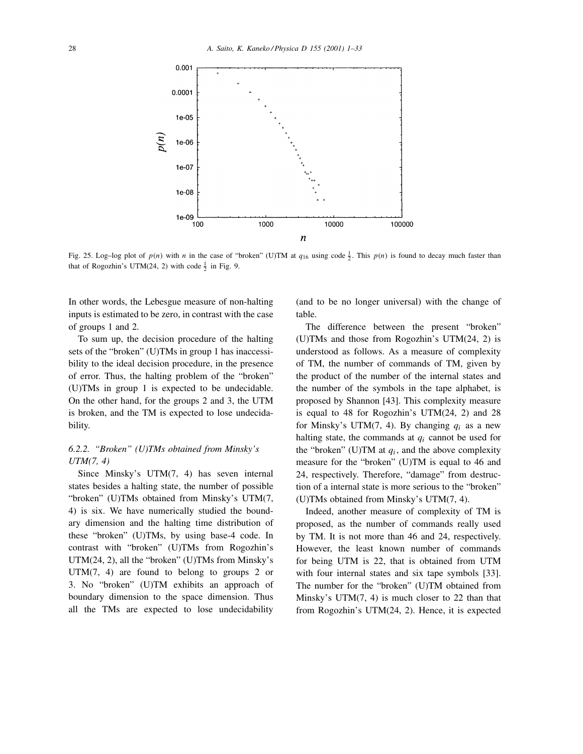Fig. 25. Log–log plot of $p(n)$ with $n$ in the case of "broken" (U)TM at $q_{16}$ using code $\frac{1}{2}$. This $p(n)$ is found to decay much faster than that of Rogozhin's UTM(24, 2) with code $\frac{1}{2}$ in Fig. 9.

In other words, the Lebesgue measure of non-halting inputs is estimated to be zero, in contrast with the case of groups 1 and 2.

To sum up, the decision procedure of the halting sets of the "broken" (U)TMs in group 1 has inaccessibility to the ideal decision procedure, in the presence of error. Thus, the halting problem of the "broken" (U)TMs in group 1 is expected to be undecidable. On the other hand, for the groups 2 and 3, the UTM is broken, and the TM is expected to lose undecidability.

### 6.2.2. "Broken" (U)TMs obtained from Minsky's UTM(7, 4)

Since Minsky's UTM(7, 4) has seven internal states besides a halting state, the number of possible "broken" (U)TMs obtained from Minsky's UTM(7, 4) is six. We have numerically studied the boundary dimension and the halting time distribution of these "broken" (U)TMs, by using base-4 code. In contrast with "broken" (U)TMs from Rogozhin's UTM(24, 2), all the "broken" (U)TMs from Minsky's UTM(7, 4) are found to belong to groups 2 or 3. No "broken" (U)TM exhibits an approach of boundary dimension to the space dimension. Thus all the TMs are expected to lose undecidability (and to be no longer universal) with the change of table.

The difference between the present "broken" (U)TMs and those from Rogozhin's UTM(24, 2) is understood as follows. As a measure of complexity of TM, the number of commands of TM, given by the product of the number of the internal states and the number of the symbols in the tape alphabet, is proposed by Shannon [43]. This complexity measure is equal to 48 for Rogozhin's UTM(24, 2) and 28 for Minsky's UTM(7, 4). By changing $q_i$ as a new halting state, the commands at $q_i$ cannot be used for the "broken" (U)TM at $q_i$, and the above complexity measure for the "broken" (U)TM is equal to 46 and 24, respectively. Therefore, "damage" from destruction of a internal state is more serious to the "broken" (U)TMs obtained from Minsky's UTM(7, 4).

Indeed, another measure of complexity of TM is proposed, as the number of commands really used by TM. It is not more than 46 and 24, respectively. However, the least known number of commands for being UTM is 22, that is obtained from UTM with four internal states and six tape symbols [33]. The number for the "broken" (U)TM obtained from Minsky's UTM(7, 4) is much closer to 22 than that from Rogozhin's UTM(24, 2). Hence, it is expected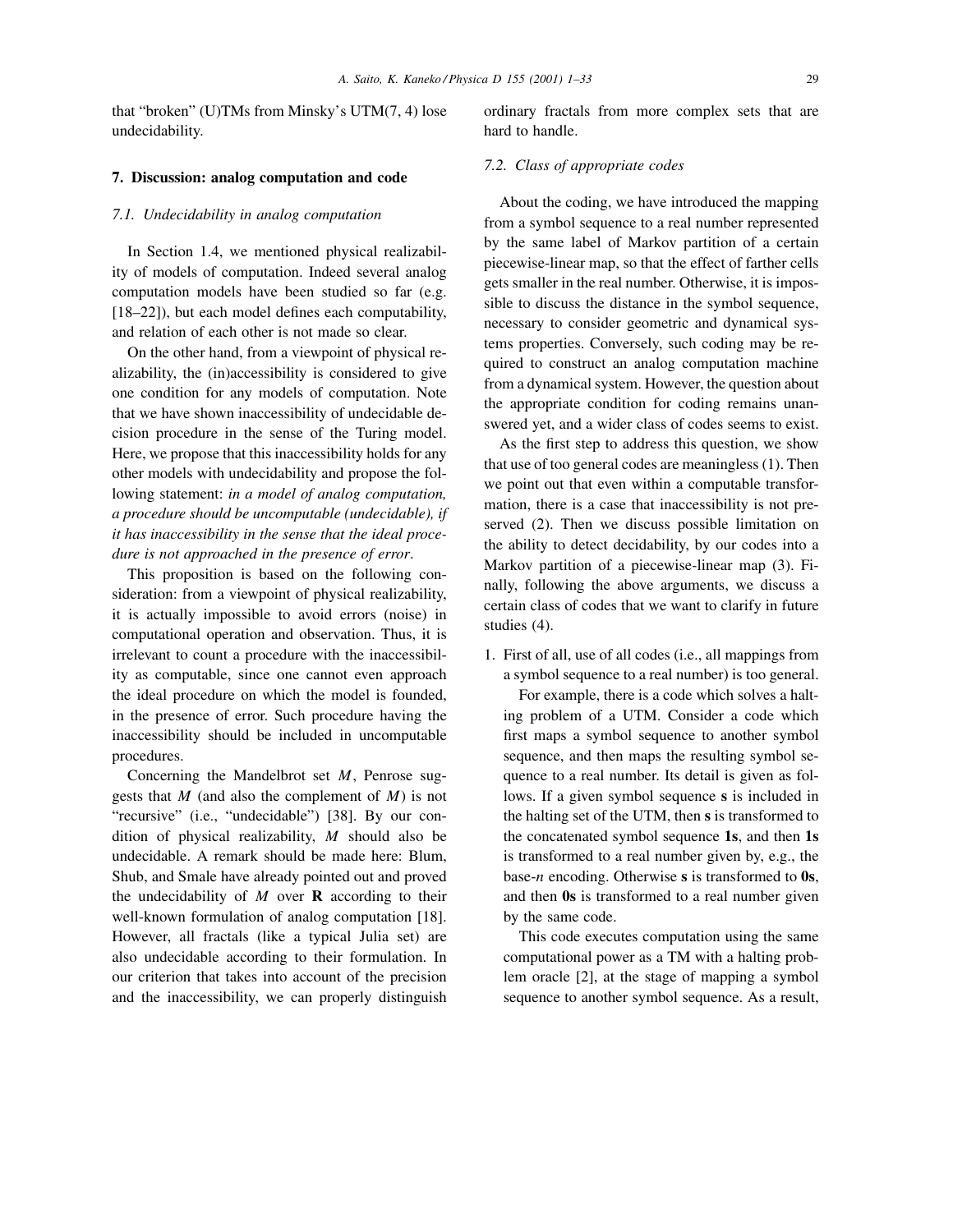that "broken" (U)TMs from Minsky's UTM(7, 4) lose undecidability.

## 7. Discussion: analog computation and code

### 7.1. Undecidability in analog computation

In Section 1.4, we mentioned physical realizability of models of computation. Indeed several analog computation models have been studied so far (e.g. [18–22]), but each model defines each computability, and relation of each other is not made so clear.

On the other hand, from a viewpoint of physical realizability, the (in)accessibility is considered to give one condition for any models of computation. Note that we have shown inaccessibility of undecidable decision procedure in the sense of the Turing model. Here, we propose that this inaccessibility holds for any other models with undecidability and propose the following statement: *in a model of analog computation, a procedure should be uncomputable (undecidable), if it has inaccessibility in the sense that the ideal procedure is not approached in the presence of error*.

This proposition is based on the following consideration: from a viewpoint of physical realizability, it is actually impossible to avoid errors (noise) in computational operation and observation. Thus, it is irrelevant to count a procedure with the inaccessibility as computable, since one cannot even approach the ideal procedure on which the model is founded, in the presence of error. Such procedure having the inaccessibility should be included in uncomputable procedures.

Concerning the Mandelbrot set $M$, Penrose suggests that $M$ (and also the complement of $M$) is not "recursive" (i.e., "undecidable") [38]. By our condition of physical realizability, $M$ should also be undecidable. A remark should be made here: Blum, Shub, and Smale have already pointed out and proved the undecidability of $M$ over $\mathbf{R}$ according to their well-known formulation of analog computation [18]. However, all fractals (like a typical Julia set) are also undecidable according to their formulation. In our criterion that takes into account of the precision and the inaccessibility, we can properly distinguish ordinary fractals from more complex sets that are hard to handle.

### 7.2. Class of appropriate codes

About the coding, we have introduced the mapping from a symbol sequence to a real number represented by the same label of Markov partition of a certain piecewise-linear map, so that the effect of farther cells gets smaller in the real number. Otherwise, it is impossible to discuss the distance in the symbol sequence, necessary to consider geometric and dynamical systems properties. Conversely, such coding may be required to construct an analog computation machine from a dynamical system. However, the question about the appropriate condition for coding remains unanswered yet, and a wider class of codes seems to exist.

As the first step to address this question, we show that use of too general codes are meaningless (1). Then we point out that even within a computable transformation, there is a case that inaccessibility is not preserved (2). Then we discuss possible limitation on the ability to detect decidability, by our codes into a Markov partition of a piecewise-linear map (3). Finally, following the above arguments, we discuss a certain class of codes that we want to clarify in future studies (4).

1. First of all, use of all codes (i.e., all mappings from a symbol sequence to a real number) is too general.

   For example, there is a code which solves a halting problem of a UTM. Consider a code which first maps a symbol sequence to another symbol sequence, and then maps the resulting symbol sequence to a real number. Its detail is given as follows. If a given symbol sequence **s** is included in the halting set of the UTM, then **s** is transformed to the concatenated symbol sequence **1s**, and then **1s** is transformed to a real number given by, e.g., the base-$n$ encoding. Otherwise **s** is transformed to **0s**, and then **0s** is transformed to a real number given by the same code.

   This code executes computation using the same computational power as a TM with a halting problem oracle [2], at the stage of mapping a symbol sequence to another symbol sequence. As a result,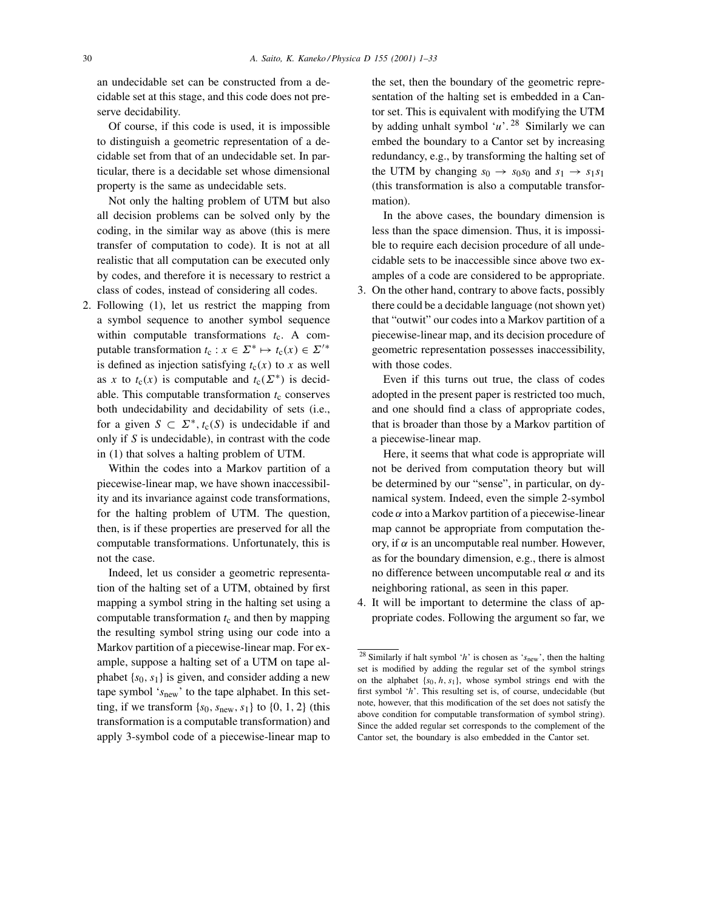an undecidable set can be constructed from a decidable set at this stage, and this code does not preserve decidability.

Of course, if this code is used, it is impossible to distinguish a geometric representation of a decidable set from that of an undecidable set. In particular, there is a decidable set whose dimensional property is the same as undecidable sets.

Not only the halting problem of UTM but also all decision problems can be solved only by the coding, in the similar way as above (this is mere transfer of computation to code). It is not at all realistic that all computation can be executed only by codes, and therefore it is necessary to restrict a class of codes, instead of considering all codes.

2. Following (1), let us restrict the mapping from a symbol sequence to another symbol sequence within computable transformations $t_c$. A computable transformation $t_c : x \in \Sigma^* \mapsto t_c(x) \in \Sigma'^*$ is defined as injection satisfying $t_c(x)$ to $x$ as well as $x$ to $t_c(x)$ is computable and $t_c(\Sigma^*)$ is decidable. This computable transformation $t_c$ conserves both undecidability and decidability of sets (i.e., for a given $S \subset \Sigma^*$, $t_c(S)$ is undecidable if and only if $S$ is undecidable), in contrast with the code in (1) that solves a halting problem of UTM.

   Within the codes into a Markov partition of a piecewise-linear map, we have shown inaccessibility and its invariance against code transformations, for the halting problem of UTM. The question, then, is if these properties are preserved for all the computable transformations. Unfortunately, this is not the case.

   Indeed, let us consider a geometric representation of the halting set of a UTM, obtained by first mapping a symbol string in the halting set using a computable transformation $t_c$ and then by mapping the resulting symbol string using our code into a Markov partition of a piecewise-linear map. For example, suppose a halting set of a UTM on tape alphabet $\{s_0, s_1\}$ is given, and consider adding a new tape symbol '$s_{\text{new}}$' to the tape alphabet. In this setting, if we transform $\{s_0, s_{\text{new}}, s_1\}$ to $\{0, 1, 2\}$ (this transformation is a computable transformation) and apply 3-symbol code of a piecewise-linear map to the set, then the boundary of the geometric representation of the halting set is embedded in a Cantor set. This is equivalent with modifying the UTM by adding unhalt symbol '$u$'.[28] Similarly we can embed the boundary to a Cantor set by increasing redundancy, e.g., by transforming the halting set of the UTM by changing $s_0 \to s_0 s_0$ and $s_1 \to s_1 s_1$ (this transformation is also a computable transformation).

   In the above cases, the boundary dimension is less than the space dimension. Thus, it is impossible to require each decision procedure of all undecidable sets to be inaccessible since above two examples of a code are considered to be appropriate.

3. On the other hand, contrary to above facts, possibly there could be a decidable language (not shown yet) that "outwit" our codes into a Markov partition of a piecewise-linear map, and its decision procedure of geometric representation possesses inaccessibility, with those codes.

   Even if this turns out true, the class of codes adopted in the present paper is restricted too much, and one should find a class of appropriate codes, that is broader than those by a Markov partition of a piecewise-linear map.

   Here, it seems that what code is appropriate will not be derived from computation theory but will be determined by our "sense", in particular, on dynamical system. Indeed, even the simple 2-symbol code $\alpha$ into a Markov partition of a piecewise-linear map cannot be appropriate from computation theory, if $\alpha$ is an uncomputable real number. However, as for the boundary dimension, e.g., there is almost no difference between uncomputable real $\alpha$ and its neighboring rational, as seen in this paper.

4. It will be important to determine the class of appropriate codes. Following the argument so far, we

[28] Similarly if halt symbol '$h$' is chosen as '$s_{\text{new}}$', then the halting set is modified by adding the regular set of the symbol strings on the alphabet $\{s_0, h, s_1\}$, whose symbol strings end with the first symbol '$h$'. This resulting set is, of course, undecidable (but note, however, that this modification of the set does not satisfy the above condition for computable transformation of symbol string). Since the added regular set corresponds to the complement of the Cantor set, the boundary is also embedded in the Cantor set.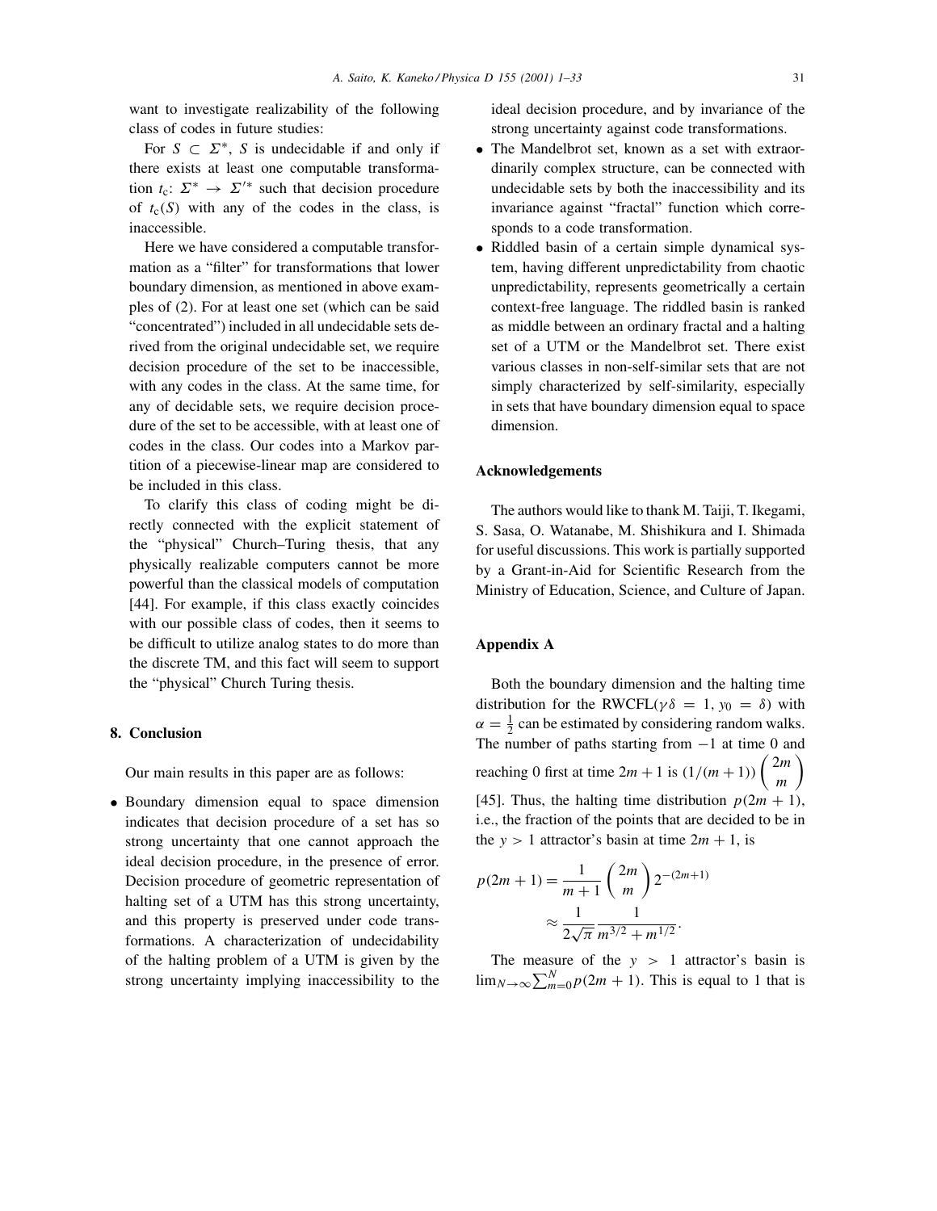want to investigate realizability of the following class of codes in future studies:

For $S \subset \Sigma^*$, $S$ is undecidable if and only if there exists at least one computable transformation $t_c$: $\Sigma^* \to \Sigma'^*$ such that decision procedure of $t_c(S)$ with any of the codes in the class, is inaccessible.

Here we have considered a computable transformation as a "filter" for transformations that lower boundary dimension, as mentioned in above examples of (2). For at least one set (which can be said "concentrated") included in all undecidable sets derived from the original undecidable set, we require decision procedure of the set to be inaccessible, with any codes in the class. At the same time, for any of decidable sets, we require decision procedure of the set to be accessible, with at least one of codes in the class. Our codes into a Markov partition of a piecewise-linear map are considered to be included in this class.

To clarify this class of coding might be directly connected with the explicit statement of the "physical" Church–Turing thesis, that any physically realizable computers cannot be more powerful than the classical models of computation [44]. For example, if this class exactly coincides with our possible class of codes, then it seems to be difficult to utilize analog states to do more than the discrete TM, and this fact will seem to support the "physical" Church Turing thesis.

## 8. Conclusion

Our main results in this paper are as follows:

- Boundary dimension equal to space dimension indicates that decision procedure of a set has so strong uncertainty that one cannot approach the ideal decision procedure, in the presence of error. Decision procedure of geometric representation of halting set of a UTM has this strong uncertainty, and this property is preserved under code transformations. A characterization of undecidability of the halting problem of a UTM is given by the strong uncertainty implying inaccessibility to the ideal decision procedure, and by invariance of the strong uncertainty against code transformations.
- The Mandelbrot set, known as a set with extraordinarily complex structure, can be connected with undecidable sets by both the inaccessibility and its invariance against "fractal" function which corresponds to a code transformation.
- Riddled basin of a certain simple dynamical system, having different unpredictability from chaotic unpredictability, represents geometrically a certain context-free language. The riddled basin is ranked as middle between an ordinary fractal and a halting set of a UTM or the Mandelbrot set. There exist various classes in non-self-similar sets that are not simply characterized by self-similarity, especially in sets that have boundary dimension equal to space dimension.

## Acknowledgements

The authors would like to thank M. Taiji, T. Ikegami, S. Sasa, O. Watanabe, M. Shishikura and I. Shimada for useful discussions. This work is partially supported by a Grant-in-Aid for Scientific Research from the Ministry of Education, Science, and Culture of Japan.

## Appendix A

Both the boundary dimension and the halting time distribution for the RWCFL($\gamma\delta = 1$, $y_0 = \delta$) with $\alpha = \frac{1}{2}$ can be estimated by considering random walks. The number of paths starting from $-1$ at time 0 and reaching 0 first at time $2m+1$ is $(1/(m+1))\begin{pmatrix}2m\\m\end{pmatrix}$ [45]. Thus, the halting time distribution $p(2m+1)$, i.e., the fraction of the points that are decided to be in the $y > 1$ attractor's basin at time $2m+1$, is

$$p(2m+1) = \frac{1}{m+1}\begin{pmatrix}2m\\m\end{pmatrix}2^{-(2m+1)} \approx \frac{1}{2\sqrt{\pi}}\frac{1}{m^{3/2}+m^{1/2}}.$$

The measure of the $y > 1$ attractor's basin is $\lim_{N\to\infty}\sum_{m=0}^{N} p(2m+1)$. This is equal to 1 that is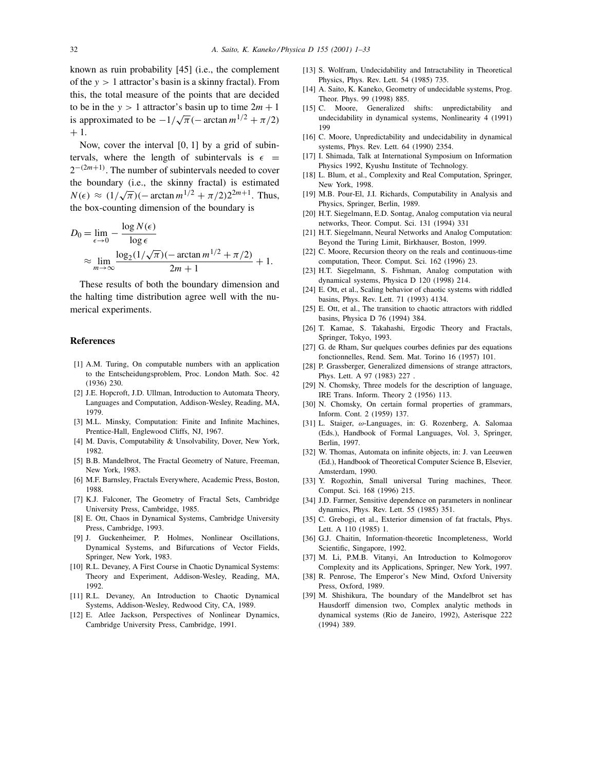known as ruin probability [45] (i.e., the complement of the $y > 1$ attractor's basin is a skinny fractal). From this, the total measure of the points that are decided to be in the $y > 1$ attractor's basin up to time $2m + 1$ is approximated to be $-1/\sqrt{\pi}(-\arctan m^{1/2} + \pi/2) + 1$.

Now, cover the interval [0, 1] by a grid of subintervals, where the length of subintervals is $\epsilon = 2^{-(2m+1)}$. The number of subintervals needed to cover the boundary (i.e., the skinny fractal) is estimated $N(\epsilon) \approx (1/\sqrt{\pi})(-\arctan m^{1/2} + \pi/2)2^{2m+1}$. Thus, the box-counting dimension of the boundary is

$$D_0 = \lim_{\epsilon \to 0} -\frac{\log N(\epsilon)}{\log \epsilon} \approx \lim_{m \to \infty} \frac{\log_2 (1/\sqrt{\pi})(-\arctan m^{1/2} + \pi/2)}{2m + 1} + 1.$$

These results of both the boundary dimension and the halting time distribution agree well with the numerical experiments.

## References

[1] A.M. Turing, On computable numbers with an application to the Entscheidungsproblem, Proc. London Math. Soc. 42 (1936) 230.

[2] J.E. Hopcroft, J.D. Ullman, Introduction to Automata Theory, Languages and Computation, Addison-Wesley, Reading, MA, 1979.

[3] M.L. Minsky, Computation: Finite and Infinite Machines, Prentice-Hall, Englewood Cliffs, NJ, 1967.

[4] M. Davis, Computability & Unsolvability, Dover, New York, 1982.

[5] B.B. Mandelbrot, The Fractal Geometry of Nature, Freeman, New York, 1983.

[6] M.F. Barnsley, Fractals Everywhere, Academic Press, Boston, 1988.

[7] K.J. Falconer, The Geometry of Fractal Sets, Cambridge University Press, Cambridge, 1985.

[8] E. Ott, Chaos in Dynamical Systems, Cambridge University Press, Cambridge, 1993.

[9] J. Guckenheimer, P. Holmes, Nonlinear Oscillations, Dynamical Systems, and Bifurcations of Vector Fields, Springer, New York, 1983.

[10] R.L. Devaney, A First Course in Chaotic Dynamical Systems: Theory and Experiment, Addison-Wesley, Reading, MA, 1992.

[11] R.L. Devaney, An Introduction to Chaotic Dynamical Systems, Addison-Wesley, Redwood City, CA, 1989.

[12] E. Atlee Jackson, Perspectives of Nonlinear Dynamics, Cambridge University Press, Cambridge, 1991.

[13] S. Wolfram, Undecidability and Intractability in Theoretical Physics, Phys. Rev. Lett. 54 (1985) 735.

[14] A. Saito, K. Kaneko, Geometry of undecidable systems, Prog. Theor. Phys. 99 (1998) 885.

[15] C. Moore, Generalized shifts: unpredictability and undecidability in dynamical systems, Nonlinearity 4 (1991) 199

[16] C. Moore, Unpredictability and undecidability in dynamical systems, Phys. Rev. Lett. 64 (1990) 2354.

[17] I. Shimada, Talk at International Symposium on Information Physics 1992, Kyushu Institute of Technology.

[18] L. Blum, et al., Complexity and Real Computation, Springer, New York, 1998.

[19] M.B. Pour-El, J.I. Richards, Computability in Analysis and Physics, Springer, Berlin, 1989.

[20] H.T. Siegelmann, E.D. Sontag, Analog computation via neural networks, Theor. Comput. Sci. 131 (1994) 331

[21] H.T. Siegelmann, Neural Networks and Analog Computation: Beyond the Turing Limit, Birkhauser, Boston, 1999.

[22] C. Moore, Recursion theory on the reals and continuous-time computation, Theor. Comput. Sci. 162 (1996) 23.

[23] H.T. Siegelmann, S. Fishman, Analog computation with dynamical systems, Physica D 120 (1998) 214.

[24] E. Ott, et al., Scaling behavior of chaotic systems with riddled basins, Phys. Rev. Lett. 71 (1993) 4134.

[25] E. Ott, et al., The transition to chaotic attractors with riddled basins, Physica D 76 (1994) 384.

[26] T. Kamae, S. Takahashi, Ergodic Theory and Fractals, Springer, Tokyo, 1993.

[27] G. de Rham, Sur quelques courbes definies par des equations fonctionnelles, Rend. Sem. Mat. Torino 16 (1957) 101.

[28] P. Grassberger, Generalized dimensions of strange attractors, Phys. Lett. A 97 (1983) 227 .

[29] N. Chomsky, Three models for the description of language, IRE Trans. Inform. Theory 2 (1956) 113.

[30] N. Chomsky, On certain formal properties of grammars, Inform. Cont. 2 (1959) 137.

[31] L. Staiger, $\omega$-Languages, in: G. Rozenberg, A. Salomaa (Eds.), Handbook of Formal Languages, Vol. 3, Springer, Berlin, 1997.

[32] W. Thomas, Automata on infinite objects, in: J. van Leeuwen (Ed.), Handbook of Theoretical Computer Science B, Elsevier, Amsterdam, 1990.

[33] Y. Rogozhin, Small universal Turing machines, Theor. Comput. Sci. 168 (1996) 215.

[34] J.D. Farmer, Sensitive dependence on parameters in nonlinear dynamics, Phys. Rev. Lett. 55 (1985) 351.

[35] C. Grebogi, et al., Exterior dimension of fat fractals, Phys. Lett. A 110 (1985) 1.

[36] G.J. Chaitin, Information-theoretic Incompleteness, World Scientific, Singapore, 1992.

[37] M. Li, P.M.B. Vitanyi, An Introduction to Kolmogorov Complexity and its Applications, Springer, New York, 1997.

[38] R. Penrose, The Emperor's New Mind, Oxford University Press, Oxford, 1989.

[39] M. Shishikura, The boundary of the Mandelbrot set has Hausdorff dimension two, Complex analytic methods in dynamical systems (Rio de Janeiro, 1992), Asterisque 222 (1994) 389.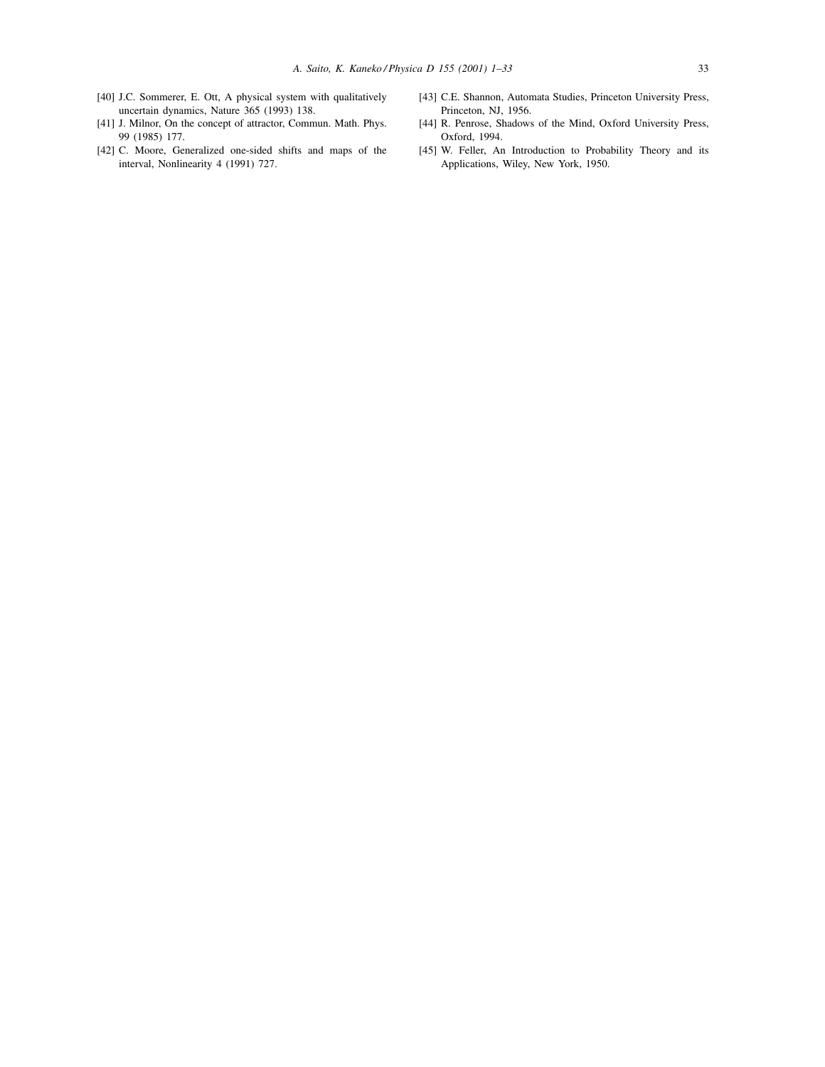[40] J.C. Sommerer, E. Ott, A physical system with qualitatively uncertain dynamics, Nature 365 (1993) 138.

[41] J. Milnor, On the concept of attractor, Commun. Math. Phys. 99 (1985) 177.

[42] C. Moore, Generalized one-sided shifts and maps of the interval, Nonlinearity 4 (1991) 727.

[43] C.E. Shannon, Automata Studies, Princeton University Press, Princeton, NJ, 1956.

[44] R. Penrose, Shadows of the Mind, Oxford University Press, Oxford, 1994.

[45] W. Feller, An Introduction to Probability Theory and its Applications, Wiley, New York, 1950.